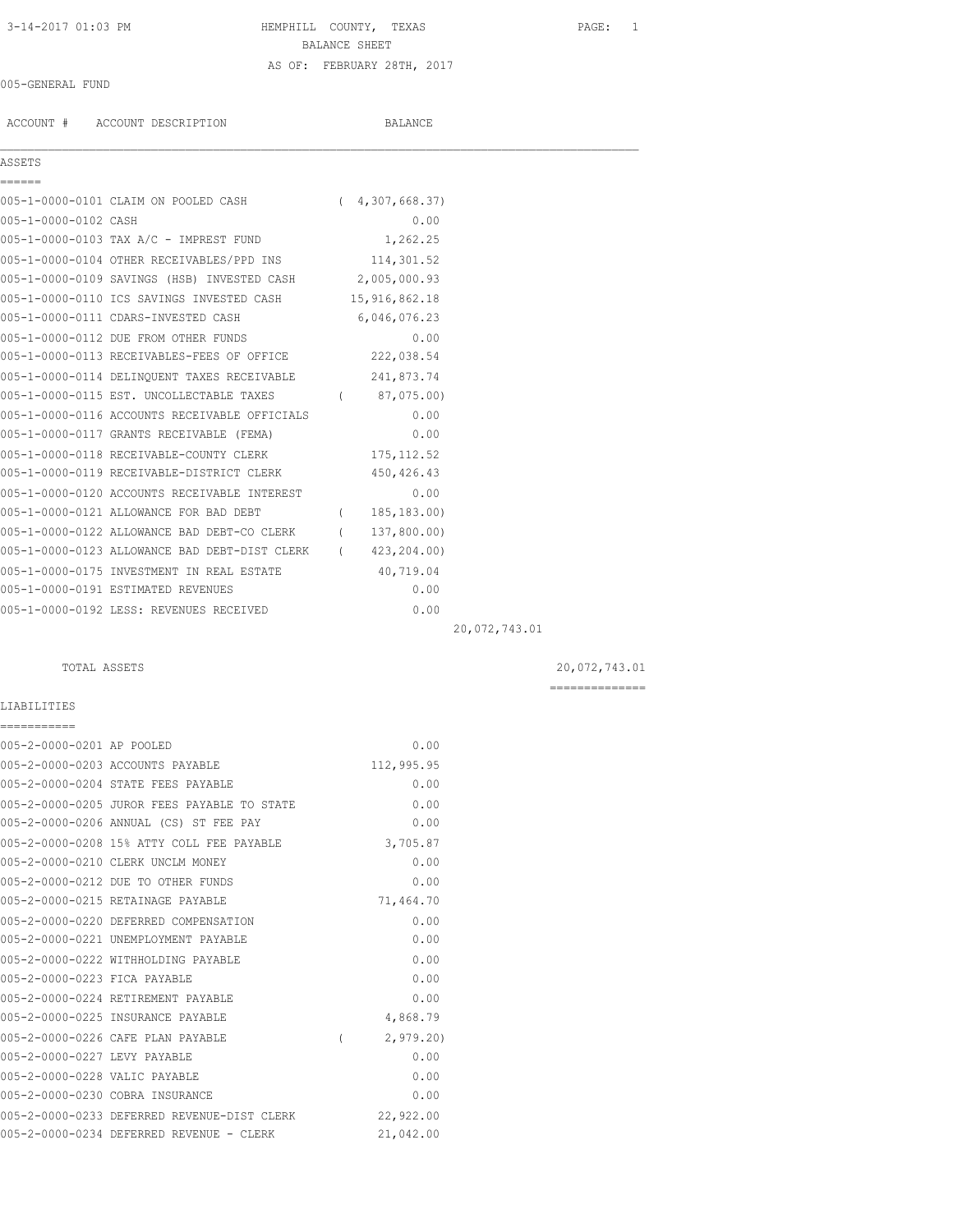HEMPHILL COUNTY, TEXAS
BALANCE SHEET
AS OF: FEBRUARY 28TH, 2017

005-GENERAL FUND

| ACCOUNT # | ACCOUNT DESCRIPTION | BALANCE | | |
|---|---|---|---|---|
| **ASSETS** | | | | |
| 005-1-0000-0101 | CLAIM ON POOLED CASH | ( 4,307,668.37) | | |
| 005-1-0000-0102 | CASH | 0.00 | | |
| 005-1-0000-0103 | TAX A/C - IMPREST FUND | 1,262.25 | | |
| 005-1-0000-0104 | OTHER RECEIVABLES/PPD INS | 114,301.52 | | |
| 005-1-0000-0109 | SAVINGS (HSB) INVESTED CASH | 2,005,000.93 | | |
| 005-1-0000-0110 | ICS SAVINGS INVESTED CASH | 15,916,862.18 | | |
| 005-1-0000-0111 | CDARS-INVESTED CASH | 6,046,076.23 | | |
| 005-1-0000-0112 | DUE FROM OTHER FUNDS | 0.00 | | |
| 005-1-0000-0113 | RECEIVABLES-FEES OF OFFICE | 222,038.54 | | |
| 005-1-0000-0114 | DELINQUENT TAXES RECEIVABLE | 241,873.74 | | |
| 005-1-0000-0115 | EST. UNCOLLECTABLE TAXES | ( 87,075.00) | | |
| 005-1-0000-0116 | ACCOUNTS RECEIVABLE OFFICIALS | 0.00 | | |
| 005-1-0000-0117 | GRANTS RECEIVABLE (FEMA) | 0.00 | | |
| 005-1-0000-0118 | RECEIVABLE-COUNTY CLERK | 175,112.52 | | |
| 005-1-0000-0119 | RECEIVABLE-DISTRICT CLERK | 450,426.43 | | |
| 005-1-0000-0120 | ACCOUNTS RECEIVABLE INTEREST | 0.00 | | |
| 005-1-0000-0121 | ALLOWANCE FOR BAD DEBT | ( 185,183.00) | | |
| 005-1-0000-0122 | ALLOWANCE BAD DEBT-CO CLERK | ( 137,800.00) | | |
| 005-1-0000-0123 | ALLOWANCE BAD DEBT-DIST CLERK | ( 423,204.00) | | |
| 005-1-0000-0175 | INVESTMENT IN REAL ESTATE | 40,719.04 | | |
| 005-1-0000-0191 | ESTIMATED REVENUES | 0.00 | | |
| 005-1-0000-0192 | LESS: REVENUES RECEIVED | 0.00 | | |
| | | | 20,072,743.01 | |
| | TOTAL ASSETS | | | 20,072,743.01 |
| **LIABILITIES** | | | | |
| 005-2-0000-0201 | AP POOLED | 0.00 | | |
| 005-2-0000-0203 | ACCOUNTS PAYABLE | 112,995.95 | | |
| 005-2-0000-0204 | STATE FEES PAYABLE | 0.00 | | |
| 005-2-0000-0205 | JUROR FEES PAYABLE TO STATE | 0.00 | | |
| 005-2-0000-0206 | ANNUAL (CS) ST FEE PAY | 0.00 | | |
| 005-2-0000-0208 | 15% ATTY COLL FEE PAYABLE | 3,705.87 | | |
| 005-2-0000-0210 | CLERK UNCLM MONEY | 0.00 | | |
| 005-2-0000-0212 | DUE TO OTHER FUNDS | 0.00 | | |
| 005-2-0000-0215 | RETAINAGE PAYABLE | 71,464.70 | | |
| 005-2-0000-0220 | DEFERRED COMPENSATION | 0.00 | | |
| 005-2-0000-0221 | UNEMPLOYMENT PAYABLE | 0.00 | | |
| 005-2-0000-0222 | WITHHOLDING PAYABLE | 0.00 | | |
| 005-2-0000-0223 | FICA PAYABLE | 0.00 | | |
| 005-2-0000-0224 | RETIREMENT PAYABLE | 0.00 | | |
| 005-2-0000-0225 | INSURANCE PAYABLE | 4,868.79 | | |
| 005-2-0000-0226 | CAFE PLAN PAYABLE | ( 2,979.20) | | |
| 005-2-0000-0227 | LEVY PAYABLE | 0.00 | | |
| 005-2-0000-0228 | VALIC PAYABLE | 0.00 | | |
| 005-2-0000-0230 | COBRA INSURANCE | 0.00 | | |
| 005-2-0000-0233 | DEFERRED REVENUE-DIST CLERK | 22,922.00 | | |
| 005-2-0000-0234 | DEFERRED REVENUE - CLERK | 21,042.00 | | |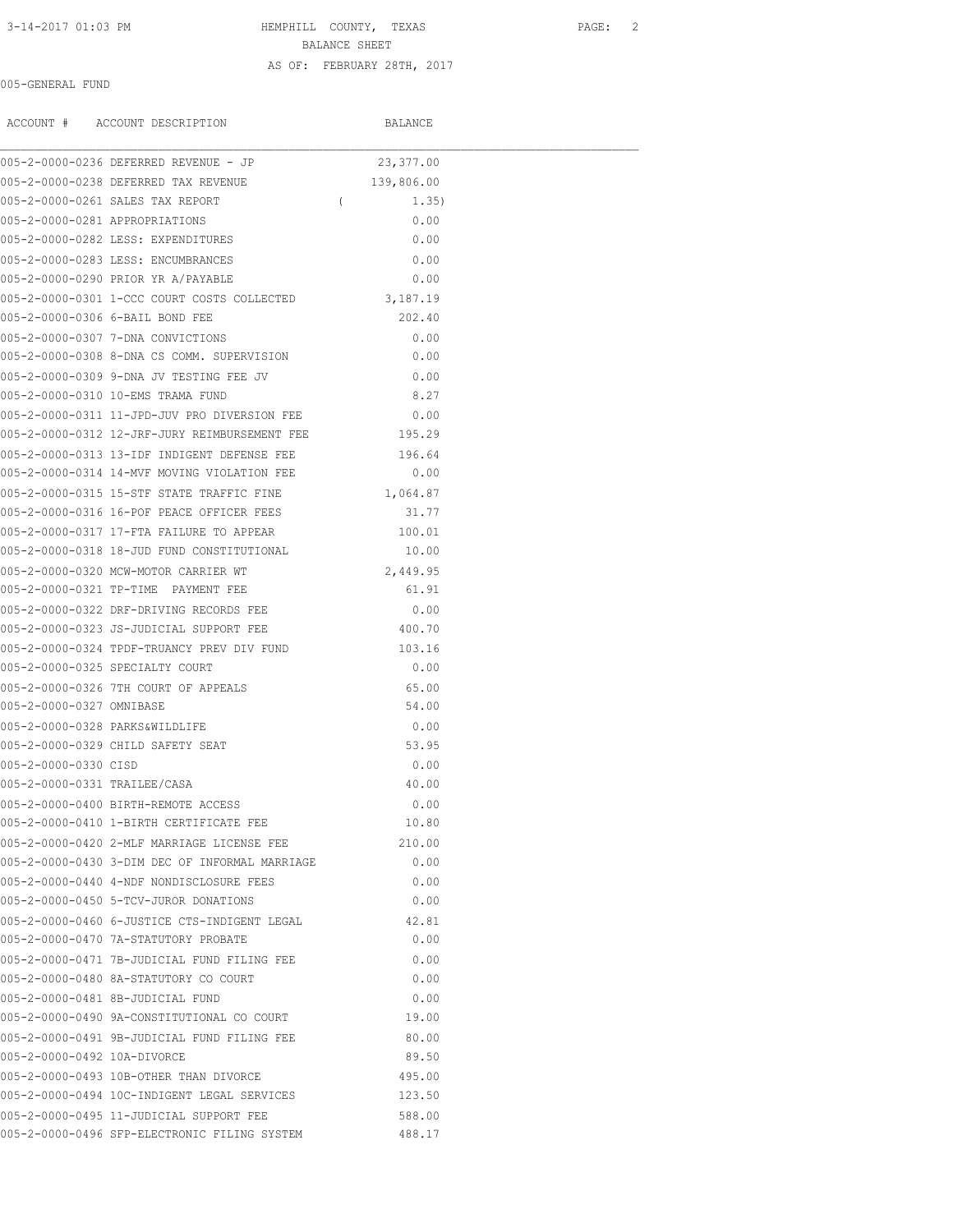HEMPHILL COUNTY, TEXAS

BALANCE SHEET

AS OF: FEBRUARY 28TH, 2017

005-GENERAL FUND

| ACCOUNT # | ACCOUNT DESCRIPTION | BALANCE |
|---|---|---|
| 005-2-0000-0236 | DEFERRED REVENUE - JP | 23,377.00 |
| 005-2-0000-0238 | DEFERRED TAX REVENUE | 139,806.00 |
| 005-2-0000-0261 | SALES TAX REPORT | ( 1.35) |
| 005-2-0000-0281 | APPROPRIATIONS | 0.00 |
| 005-2-0000-0282 | LESS: EXPENDITURES | 0.00 |
| 005-2-0000-0283 | LESS: ENCUMBRANCES | 0.00 |
| 005-2-0000-0290 | PRIOR YR A/PAYABLE | 0.00 |
| 005-2-0000-0301 | 1-CCC COURT COSTS COLLECTED | 3,187.19 |
| 005-2-0000-0306 | 6-BAIL BOND FEE | 202.40 |
| 005-2-0000-0307 | 7-DNA CONVICTIONS | 0.00 |
| 005-2-0000-0308 | 8-DNA CS COMM. SUPERVISION | 0.00 |
| 005-2-0000-0309 | 9-DNA JV TESTING FEE JV | 0.00 |
| 005-2-0000-0310 | 10-EMS TRAMA FUND | 8.27 |
| 005-2-0000-0311 | 11-JPD-JUV PRO DIVERSION FEE | 0.00 |
| 005-2-0000-0312 | 12-JRF-JURY REIMBURSEMENT FEE | 195.29 |
| 005-2-0000-0313 | 13-IDF INDIGENT DEFENSE FEE | 196.64 |
| 005-2-0000-0314 | 14-MVF MOVING VIOLATION FEE | 0.00 |
| 005-2-0000-0315 | 15-STF STATE TRAFFIC FINE | 1,064.87 |
| 005-2-0000-0316 | 16-POF PEACE OFFICER FEES | 31.77 |
| 005-2-0000-0317 | 17-FTA FAILURE TO APPEAR | 100.01 |
| 005-2-0000-0318 | 18-JUD FUND CONSTITUTIONAL | 10.00 |
| 005-2-0000-0320 | MCW-MOTOR CARRIER WT | 2,449.95 |
| 005-2-0000-0321 | TP-TIME PAYMENT FEE | 61.91 |
| 005-2-0000-0322 | DRF-DRIVING RECORDS FEE | 0.00 |
| 005-2-0000-0323 | JS-JUDICIAL SUPPORT FEE | 400.70 |
| 005-2-0000-0324 | TPDF-TRUANCY PREV DIV FUND | 103.16 |
| 005-2-0000-0325 | SPECIALTY COURT | 0.00 |
| 005-2-0000-0326 | 7TH COURT OF APPEALS | 65.00 |
| 005-2-0000-0327 | OMNIBASE | 54.00 |
| 005-2-0000-0328 | PARKS&WILDLIFE | 0.00 |
| 005-2-0000-0329 | CHILD SAFETY SEAT | 53.95 |
| 005-2-0000-0330 | CISD | 0.00 |
| 005-2-0000-0331 | TRAILEE/CASA | 40.00 |
| 005-2-0000-0400 | BIRTH-REMOTE ACCESS | 0.00 |
| 005-2-0000-0410 | 1-BIRTH CERTIFICATE FEE | 10.80 |
| 005-2-0000-0420 | 2-MLF MARRIAGE LICENSE FEE | 210.00 |
| 005-2-0000-0430 | 3-DIM DEC OF INFORMAL MARRIAGE | 0.00 |
| 005-2-0000-0440 | 4-NDF NONDISCLOSURE FEES | 0.00 |
| 005-2-0000-0450 | 5-TCV-JUROR DONATIONS | 0.00 |
| 005-2-0000-0460 | 6-JUSTICE CTS-INDIGENT LEGAL | 42.81 |
| 005-2-0000-0470 | 7A-STATUTORY PROBATE | 0.00 |
| 005-2-0000-0471 | 7B-JUDICIAL FUND FILING FEE | 0.00 |
| 005-2-0000-0480 | 8A-STATUTORY CO COURT | 0.00 |
| 005-2-0000-0481 | 8B-JUDICIAL FUND | 0.00 |
| 005-2-0000-0490 | 9A-CONSTITUTIONAL CO COURT | 19.00 |
| 005-2-0000-0491 | 9B-JUDICIAL FUND FILING FEE | 80.00 |
| 005-2-0000-0492 | 10A-DIVORCE | 89.50 |
| 005-2-0000-0493 | 10B-OTHER THAN DIVORCE | 495.00 |
| 005-2-0000-0494 | 10C-INDIGENT LEGAL SERVICES | 123.50 |
| 005-2-0000-0495 | 11-JUDICIAL SUPPORT FEE | 588.00 |
| 005-2-0000-0496 | SFP-ELECTRONIC FILING SYSTEM | 488.17 |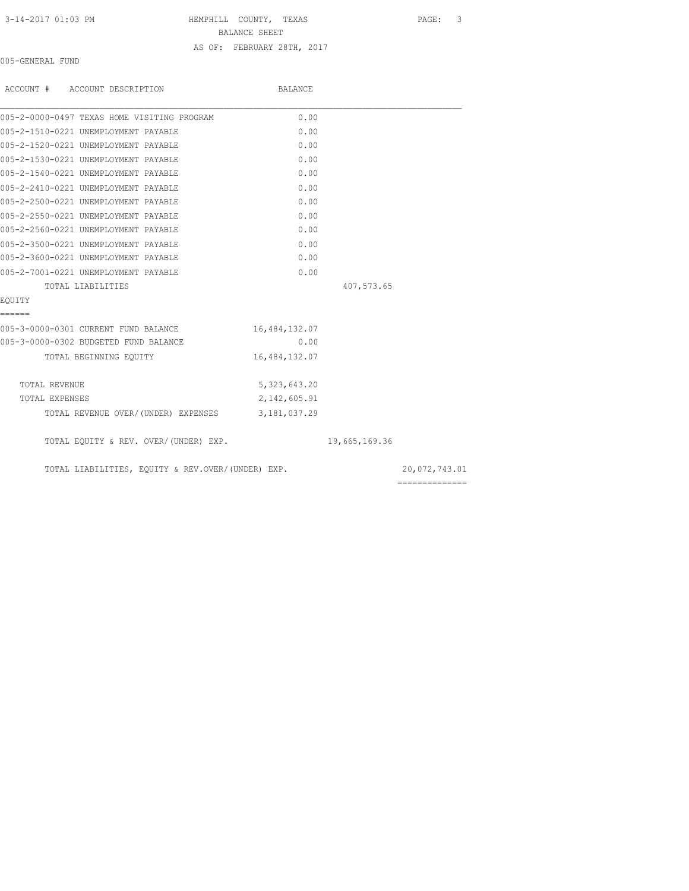HEMPHILL COUNTY, TEXAS
BALANCE SHEET
AS OF: FEBRUARY 28TH, 2017

005-GENERAL FUND

| ACCOUNT # ACCOUNT DESCRIPTION | BALANCE | | |
|---|---|---|---|
| 005-2-0000-0497 TEXAS HOME VISITING PROGRAM | 0.00 | | |
| 005-2-1510-0221 UNEMPLOYMENT PAYABLE | 0.00 | | |
| 005-2-1520-0221 UNEMPLOYMENT PAYABLE | 0.00 | | |
| 005-2-1530-0221 UNEMPLOYMENT PAYABLE | 0.00 | | |
| 005-2-1540-0221 UNEMPLOYMENT PAYABLE | 0.00 | | |
| 005-2-2410-0221 UNEMPLOYMENT PAYABLE | 0.00 | | |
| 005-2-2500-0221 UNEMPLOYMENT PAYABLE | 0.00 | | |
| 005-2-2550-0221 UNEMPLOYMENT PAYABLE | 0.00 | | |
| 005-2-2560-0221 UNEMPLOYMENT PAYABLE | 0.00 | | |
| 005-2-3500-0221 UNEMPLOYMENT PAYABLE | 0.00 | | |
| 005-2-3600-0221 UNEMPLOYMENT PAYABLE | 0.00 | | |
| 005-2-7001-0221 UNEMPLOYMENT PAYABLE | 0.00 | | |
| TOTAL LIABILITIES | | 407,573.65 | |

EQUITY
======

| | | | |
|---|---|---|---|
| 005-3-0000-0301 CURRENT FUND BALANCE | 16,484,132.07 | | |
| 005-3-0000-0302 BUDGETED FUND BALANCE | 0.00 | | |
| TOTAL BEGINNING EQUITY | 16,484,132.07 | | |
| TOTAL REVENUE | 5,323,643.20 | | |
| TOTAL EXPENSES | 2,142,605.91 | | |
| TOTAL REVENUE OVER/(UNDER) EXPENSES | 3,181,037.29 | | |
| TOTAL EQUITY & REV. OVER/(UNDER) EXP. | | 19,665,169.36 | |
| TOTAL LIABILITIES, EQUITY & REV.OVER/(UNDER) EXP. | | | 20,072,743.01 |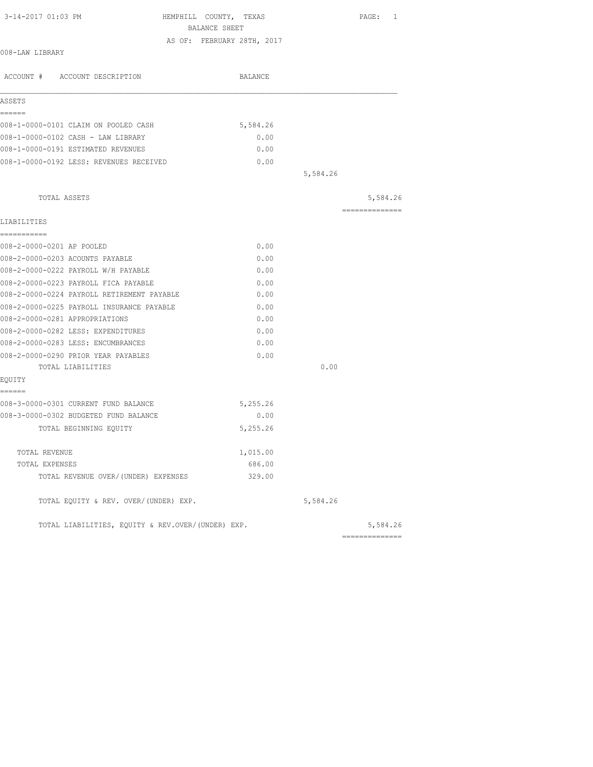3-14-2017 01:03 PM HEMPHILL COUNTY, TEXAS

BALANCE SHEET

AS OF: FEBRUARY 28TH, 2017

008-LAW LIBRARY

| ACCOUNT # ACCOUNT DESCRIPTION | BALANCE | | |
|---|---|---|---|
| **ASSETS** | | | |
| 008-1-0000-0101 CLAIM ON POOLED CASH | 5,584.26 | | |
| 008-1-0000-0102 CASH - LAW LIBRARY | 0.00 | | |
| 008-1-0000-0191 ESTIMATED REVENUES | 0.00 | | |
| 008-1-0000-0192 LESS: REVENUES RECEIVED | 0.00 | | |
| | | 5,584.26 | |
| TOTAL ASSETS | | | 5,584.26 |
| **LIABILITIES** | | | |
| 008-2-0000-0201 AP POOLED | 0.00 | | |
| 008-2-0000-0203 ACOUNTS PAYABLE | 0.00 | | |
| 008-2-0000-0222 PAYROLL W/H PAYABLE | 0.00 | | |
| 008-2-0000-0223 PAYROLL FICA PAYABLE | 0.00 | | |
| 008-2-0000-0224 PAYROLL RETIREMENT PAYABLE | 0.00 | | |
| 008-2-0000-0225 PAYROLL INSURANCE PAYABLE | 0.00 | | |
| 008-2-0000-0281 APPROPRIATIONS | 0.00 | | |
| 008-2-0000-0282 LESS: EXPENDITURES | 0.00 | | |
| 008-2-0000-0283 LESS: ENCUMBRANCES | 0.00 | | |
| 008-2-0000-0290 PRIOR YEAR PAYABLES | 0.00 | | |
| TOTAL LIABILITIES | | 0.00 | |
| **EQUITY** | | | |
| 008-3-0000-0301 CURRENT FUND BALANCE | 5,255.26 | | |
| 008-3-0000-0302 BUDGETED FUND BALANCE | 0.00 | | |
| TOTAL BEGINNING EQUITY | 5,255.26 | | |
| TOTAL REVENUE | 1,015.00 | | |
| TOTAL EXPENSES | 686.00 | | |
| TOTAL REVENUE OVER/(UNDER) EXPENSES | 329.00 | | |
| TOTAL EQUITY & REV. OVER/(UNDER) EXP. | | 5,584.26 | |
| TOTAL LIABILITIES, EQUITY & REV.OVER/(UNDER) EXP. | | | 5,584.26 |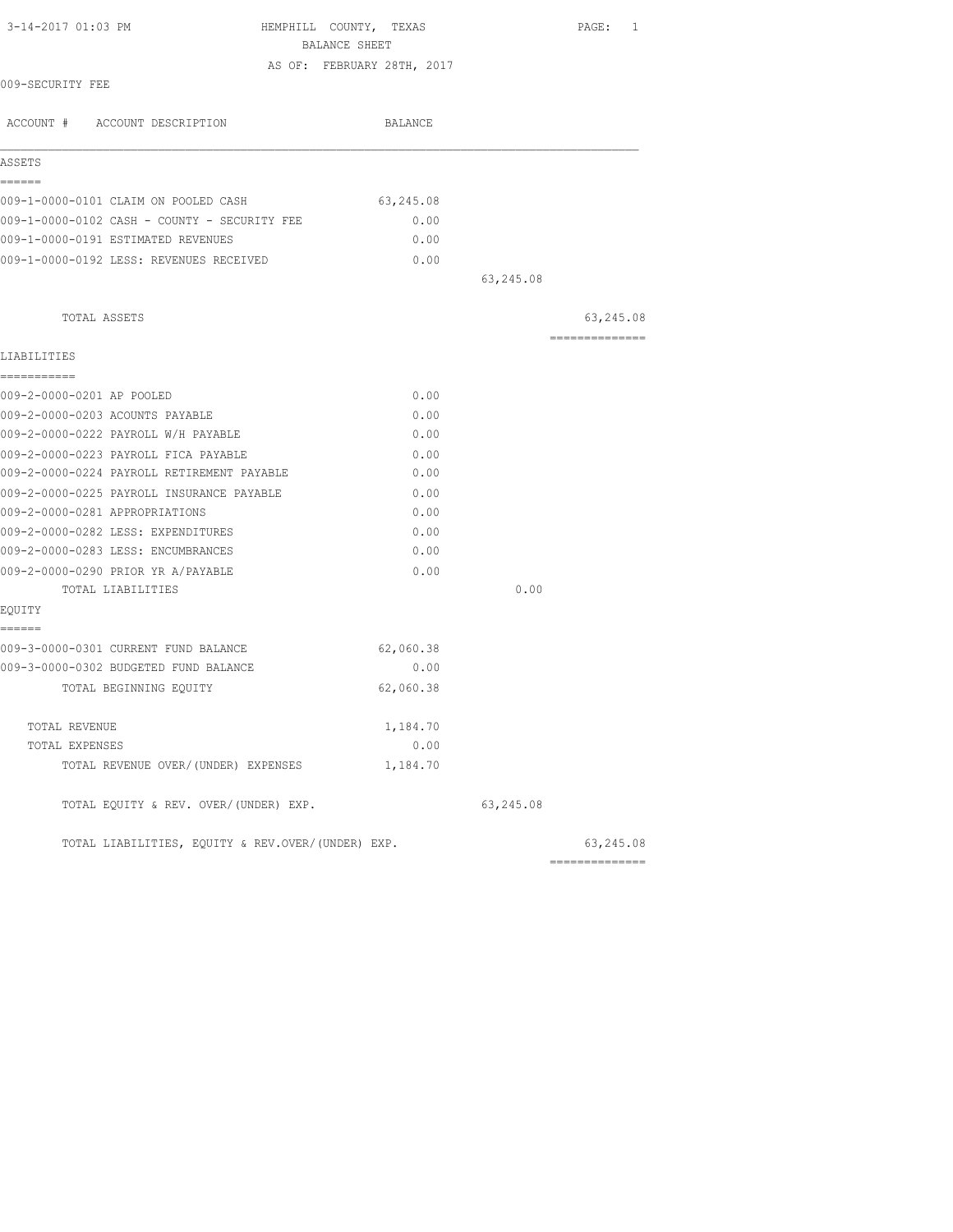3-14-2017 01:03 PM HEMPHILL COUNTY, TEXAS

BALANCE SHEET

AS OF: FEBRUARY 28TH, 2017

009-SECURITY FEE

| ACCOUNT # ACCOUNT DESCRIPTION | BALANCE | | |
|---|---|---|---|
| **ASSETS** | | | |
| 009-1-0000-0101 CLAIM ON POOLED CASH | 63,245.08 | | |
| 009-1-0000-0102 CASH - COUNTY - SECURITY FEE | 0.00 | | |
| 009-1-0000-0191 ESTIMATED REVENUES | 0.00 | | |
| 009-1-0000-0192 LESS: REVENUES RECEIVED | 0.00 | | |
| | | 63,245.08 | |
| TOTAL ASSETS | | | 63,245.08 |
| **LIABILITIES** | | | |
| 009-2-0000-0201 AP POOLED | 0.00 | | |
| 009-2-0000-0203 ACOUNTS PAYABLE | 0.00 | | |
| 009-2-0000-0222 PAYROLL W/H PAYABLE | 0.00 | | |
| 009-2-0000-0223 PAYROLL FICA PAYABLE | 0.00 | | |
| 009-2-0000-0224 PAYROLL RETIREMENT PAYABLE | 0.00 | | |
| 009-2-0000-0225 PAYROLL INSURANCE PAYABLE | 0.00 | | |
| 009-2-0000-0281 APPROPRIATIONS | 0.00 | | |
| 009-2-0000-0282 LESS: EXPENDITURES | 0.00 | | |
| 009-2-0000-0283 LESS: ENCUMBRANCES | 0.00 | | |
| 009-2-0000-0290 PRIOR YR A/PAYABLE | 0.00 | | |
| TOTAL LIABILITIES | | 0.00 | |
| **EQUITY** | | | |
| 009-3-0000-0301 CURRENT FUND BALANCE | 62,060.38 | | |
| 009-3-0000-0302 BUDGETED FUND BALANCE | 0.00 | | |
| TOTAL BEGINNING EQUITY | 62,060.38 | | |
| TOTAL REVENUE | 1,184.70 | | |
| TOTAL EXPENSES | 0.00 | | |
| TOTAL REVENUE OVER/(UNDER) EXPENSES | 1,184.70 | | |
| TOTAL EQUITY & REV. OVER/(UNDER) EXP. | | 63,245.08 | |
| TOTAL LIABILITIES, EQUITY & REV.OVER/(UNDER) EXP. | | | 63,245.08 |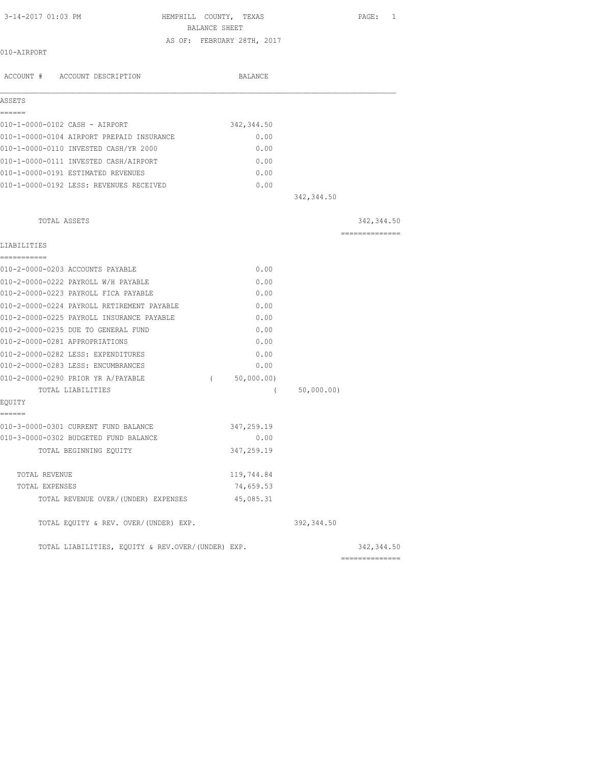3-14-2017 01:03 PM

# HEMPHILL COUNTY, TEXAS
## BALANCE SHEET
### AS OF: FEBRUARY 28TH, 2017

010-AIRPORT

| ACCOUNT # ACCOUNT DESCRIPTION | BALANCE | | |
|---|---|---|---|
| **ASSETS** | | | |
| 010-1-0000-0102 CASH - AIRPORT | 342,344.50 | | |
| 010-1-0000-0104 AIRPORT PREPAID INSURANCE | 0.00 | | |
| 010-1-0000-0110 INVESTED CASH/YR 2000 | 0.00 | | |
| 010-1-0000-0111 INVESTED CASH/AIRPORT | 0.00 | | |
| 010-1-0000-0191 ESTIMATED REVENUES | 0.00 | | |
| 010-1-0000-0192 LESS: REVENUES RECEIVED | 0.00 | | |
| | | 342,344.50 | |
| TOTAL ASSETS | | | 342,344.50 |
| **LIABILITIES** | | | |
| 010-2-0000-0203 ACCOUNTS PAYABLE | 0.00 | | |
| 010-2-0000-0222 PAYROLL W/H PAYABLE | 0.00 | | |
| 010-2-0000-0223 PAYROLL FICA PAYABLE | 0.00 | | |
| 010-2-0000-0224 PAYROLL RETIREMENT PAYABLE | 0.00 | | |
| 010-2-0000-0225 PAYROLL INSURANCE PAYABLE | 0.00 | | |
| 010-2-0000-0235 DUE TO GENERAL FUND | 0.00 | | |
| 010-2-0000-0281 APPROPRIATIONS | 0.00 | | |
| 010-2-0000-0282 LESS: EXPENDITURES | 0.00 | | |
| 010-2-0000-0283 LESS: ENCUMBRANCES | 0.00 | | |
| 010-2-0000-0290 PRIOR YR A/PAYABLE | ( 50,000.00) | | |
| TOTAL LIABILITIES | | ( 50,000.00) | |
| **EQUITY** | | | |
| 010-3-0000-0301 CURRENT FUND BALANCE | 347,259.19 | | |
| 010-3-0000-0302 BUDGETED FUND BALANCE | 0.00 | | |
| TOTAL BEGINNING EQUITY | 347,259.19 | | |
| TOTAL REVENUE | 119,744.84 | | |
| TOTAL EXPENSES | 74,659.53 | | |
| TOTAL REVENUE OVER/(UNDER) EXPENSES | 45,085.31 | | |
| TOTAL EQUITY & REV. OVER/(UNDER) EXP. | | 392,344.50 | |
| TOTAL LIABILITIES, EQUITY & REV.OVER/(UNDER) EXP. | | | 342,344.50 |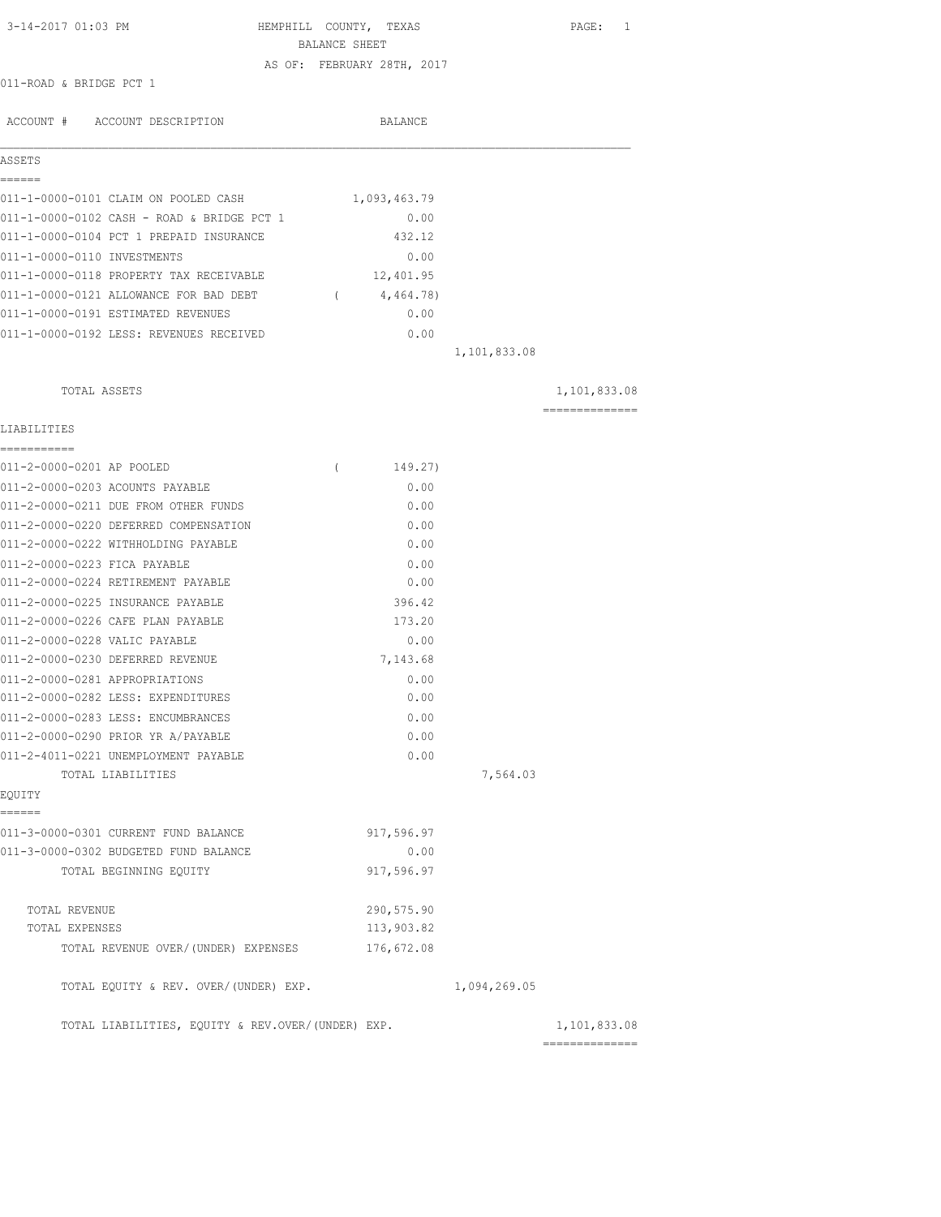3-14-2017 01:03 PM HEMPHILL COUNTY, TEXAS PAGE: 1

BALANCE SHEET

AS OF: FEBRUARY 28TH, 2017

011-ROAD & BRIDGE PCT 1

| ACCOUNT # ACCOUNT DESCRIPTION | BALANCE | | |
|---|---|---|---|
| **ASSETS** | | | |
| 011-1-0000-0101 CLAIM ON POOLED CASH | 1,093,463.79 | | |
| 011-1-0000-0102 CASH - ROAD & BRIDGE PCT 1 | 0.00 | | |
| 011-1-0000-0104 PCT 1 PREPAID INSURANCE | 432.12 | | |
| 011-1-0000-0110 INVESTMENTS | 0.00 | | |
| 011-1-0000-0118 PROPERTY TAX RECEIVABLE | 12,401.95 | | |
| 011-1-0000-0121 ALLOWANCE FOR BAD DEBT | ( 4,464.78) | | |
| 011-1-0000-0191 ESTIMATED REVENUES | 0.00 | | |
| 011-1-0000-0192 LESS: REVENUES RECEIVED | 0.00 | | |
| | | 1,101,833.08 | |
| TOTAL ASSETS | | | 1,101,833.08 |
| **LIABILITIES** | | | |
| 011-2-0000-0201 AP POOLED | ( 149.27) | | |
| 011-2-0000-0203 ACOUNTS PAYABLE | 0.00 | | |
| 011-2-0000-0211 DUE FROM OTHER FUNDS | 0.00 | | |
| 011-2-0000-0220 DEFERRED COMPENSATION | 0.00 | | |
| 011-2-0000-0222 WITHHOLDING PAYABLE | 0.00 | | |
| 011-2-0000-0223 FICA PAYABLE | 0.00 | | |
| 011-2-0000-0224 RETIREMENT PAYABLE | 0.00 | | |
| 011-2-0000-0225 INSURANCE PAYABLE | 396.42 | | |
| 011-2-0000-0226 CAFE PLAN PAYABLE | 173.20 | | |
| 011-2-0000-0228 VALIC PAYABLE | 0.00 | | |
| 011-2-0000-0230 DEFERRED REVENUE | 7,143.68 | | |
| 011-2-0000-0281 APPROPRIATIONS | 0.00 | | |
| 011-2-0000-0282 LESS: EXPENDITURES | 0.00 | | |
| 011-2-0000-0283 LESS: ENCUMBRANCES | 0.00 | | |
| 011-2-0000-0290 PRIOR YR A/PAYABLE | 0.00 | | |
| 011-2-4011-0221 UNEMPLOYMENT PAYABLE | 0.00 | | |
| TOTAL LIABILITIES | | 7,564.03 | |
| **EQUITY** | | | |
| 011-3-0000-0301 CURRENT FUND BALANCE | 917,596.97 | | |
| 011-3-0000-0302 BUDGETED FUND BALANCE | 0.00 | | |
| TOTAL BEGINNING EQUITY | 917,596.97 | | |
| TOTAL REVENUE | 290,575.90 | | |
| TOTAL EXPENSES | 113,903.82 | | |
| TOTAL REVENUE OVER/(UNDER) EXPENSES | 176,672.08 | | |
| TOTAL EQUITY & REV. OVER/(UNDER) EXP. | | 1,094,269.05 | |
| TOTAL LIABILITIES, EQUITY & REV.OVER/(UNDER) EXP. | | | 1,101,833.08 |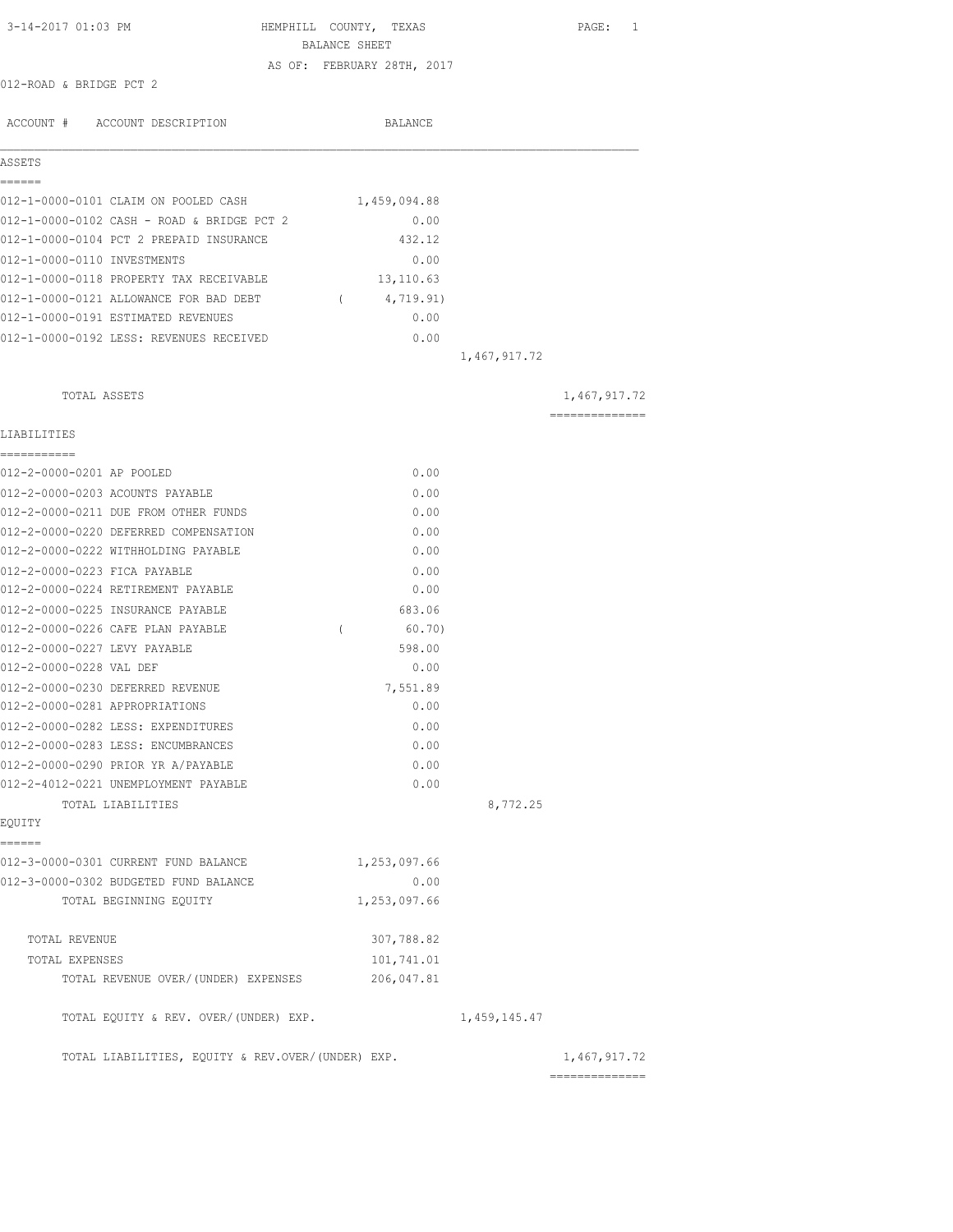3-14-2017 01:03 PM

# HEMPHILL COUNTY, TEXAS

## BALANCE SHEET

AS OF: FEBRUARY 28TH, 2017

012-ROAD & BRIDGE PCT 2

| ACCOUNT # | ACCOUNT DESCRIPTION | BALANCE | | |
|---|---|---|---|---|
| **ASSETS** | | | | |
| 012-1-0000-0101 | CLAIM ON POOLED CASH | 1,459,094.88 | | |
| 012-1-0000-0102 | CASH - ROAD & BRIDGE PCT 2 | 0.00 | | |
| 012-1-0000-0104 | PCT 2 PREPAID INSURANCE | 432.12 | | |
| 012-1-0000-0110 | INVESTMENTS | 0.00 | | |
| 012-1-0000-0118 | PROPERTY TAX RECEIVABLE | 13,110.63 | | |
| 012-1-0000-0121 | ALLOWANCE FOR BAD DEBT | ( 4,719.91) | | |
| 012-1-0000-0191 | ESTIMATED REVENUES | 0.00 | | |
| 012-1-0000-0192 | LESS: REVENUES RECEIVED | 0.00 | | |
| | | | 1,467,917.72 | |
| | TOTAL ASSETS | | | 1,467,917.72 |
| **LIABILITIES** | | | | |
| 012-2-0000-0201 | AP POOLED | 0.00 | | |
| 012-2-0000-0203 | ACOUNTS PAYABLE | 0.00 | | |
| 012-2-0000-0211 | DUE FROM OTHER FUNDS | 0.00 | | |
| 012-2-0000-0220 | DEFERRED COMPENSATION | 0.00 | | |
| 012-2-0000-0222 | WITHHOLDING PAYABLE | 0.00 | | |
| 012-2-0000-0223 | FICA PAYABLE | 0.00 | | |
| 012-2-0000-0224 | RETIREMENT PAYABLE | 0.00 | | |
| 012-2-0000-0225 | INSURANCE PAYABLE | 683.06 | | |
| 012-2-0000-0226 | CAFE PLAN PAYABLE | ( 60.70) | | |
| 012-2-0000-0227 | LEVY PAYABLE | 598.00 | | |
| 012-2-0000-0228 | VAL DEF | 0.00 | | |
| 012-2-0000-0230 | DEFERRED REVENUE | 7,551.89 | | |
| 012-2-0000-0281 | APPROPRIATIONS | 0.00 | | |
| 012-2-0000-0282 | LESS: EXPENDITURES | 0.00 | | |
| 012-2-0000-0283 | LESS: ENCUMBRANCES | 0.00 | | |
| 012-2-0000-0290 | PRIOR YR A/PAYABLE | 0.00 | | |
| 012-2-4012-0221 | UNEMPLOYMENT PAYABLE | 0.00 | | |
| | TOTAL LIABILITIES | | 8,772.25 | |
| **EQUITY** | | | | |
| 012-3-0000-0301 | CURRENT FUND BALANCE | 1,253,097.66 | | |
| 012-3-0000-0302 | BUDGETED FUND BALANCE | 0.00 | | |
| | TOTAL BEGINNING EQUITY | 1,253,097.66 | | |
| | TOTAL REVENUE | 307,788.82 | | |
| | TOTAL EXPENSES | 101,741.01 | | |
| | TOTAL REVENUE OVER/(UNDER) EXPENSES | 206,047.81 | | |
| | TOTAL EQUITY & REV. OVER/(UNDER) EXP. | | 1,459,145.47 | |
| | TOTAL LIABILITIES, EQUITY & REV.OVER/(UNDER) EXP. | | | 1,467,917.72 |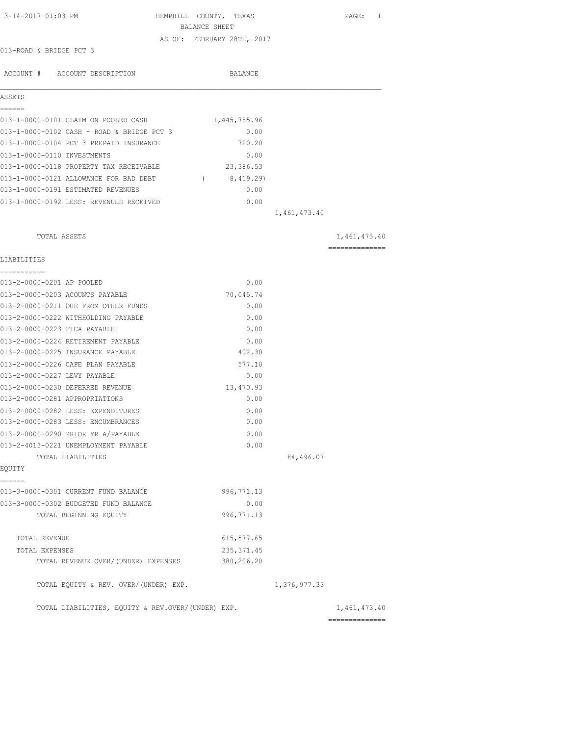3-14-2017 01:03 PM HEMPHILL COUNTY, TEXAS

BALANCE SHEET

AS OF: FEBRUARY 28TH, 2017

013-ROAD & BRIDGE PCT 3

| ACCOUNT # ACCOUNT DESCRIPTION | BALANCE | | |
|---|---|---|---|
| **ASSETS** | | | |
| 013-1-0000-0101 CLAIM ON POOLED CASH | 1,445,785.96 | | |
| 013-1-0000-0102 CASH - ROAD & BRIDGE PCT 3 | 0.00 | | |
| 013-1-0000-0104 PCT 3 PREPAID INSURANCE | 720.20 | | |
| 013-1-0000-0110 INVESTMENTS | 0.00 | | |
| 013-1-0000-0118 PROPERTY TAX RECEIVABLE | 23,386.53 | | |
| 013-1-0000-0121 ALLOWANCE FOR BAD DEBT | ( 8,419.29) | | |
| 013-1-0000-0191 ESTIMATED REVENUES | 0.00 | | |
| 013-1-0000-0192 LESS: REVENUES RECEIVED | 0.00 | | |
| | | 1,461,473.40 | |
| TOTAL ASSETS | | | 1,461,473.40 |
| **LIABILITIES** | | | |
| 013-2-0000-0201 AP POOLED | 0.00 | | |
| 013-2-0000-0203 ACOUNTS PAYABLE | 70,045.74 | | |
| 013-2-0000-0211 DUE FROM OTHER FUNDS | 0.00 | | |
| 013-2-0000-0222 WITHHOLDING PAYABLE | 0.00 | | |
| 013-2-0000-0223 FICA PAYABLE | 0.00 | | |
| 013-2-0000-0224 RETIREMENT PAYABLE | 0.00 | | |
| 013-2-0000-0225 INSURANCE PAYABLE | 402.30 | | |
| 013-2-0000-0226 CAFE PLAN PAYABLE | 577.10 | | |
| 013-2-0000-0227 LEVY PAYABLE | 0.00 | | |
| 013-2-0000-0230 DEFERRED REVENUE | 13,470.93 | | |
| 013-2-0000-0281 APPROPRIATIONS | 0.00 | | |
| 013-2-0000-0282 LESS: EXPENDITURES | 0.00 | | |
| 013-2-0000-0283 LESS: ENCUMBRANCES | 0.00 | | |
| 013-2-0000-0290 PRIOR YR A/PAYABLE | 0.00 | | |
| 013-2-4013-0221 UNEMPLOYMENT PAYABLE | 0.00 | | |
| TOTAL LIABILITIES | | 84,496.07 | |
| **EQUITY** | | | |
| 013-3-0000-0301 CURRENT FUND BALANCE | 996,771.13 | | |
| 013-3-0000-0302 BUDGETED FUND BALANCE | 0.00 | | |
| TOTAL BEGINNING EQUITY | 996,771.13 | | |
| TOTAL REVENUE | 615,577.65 | | |
| TOTAL EXPENSES | 235,371.45 | | |
| TOTAL REVENUE OVER/(UNDER) EXPENSES | 380,206.20 | | |
| TOTAL EQUITY & REV. OVER/(UNDER) EXP. | | 1,376,977.33 | |
| TOTAL LIABILITIES, EQUITY & REV.OVER/(UNDER) EXP. | | | 1,461,473.40 |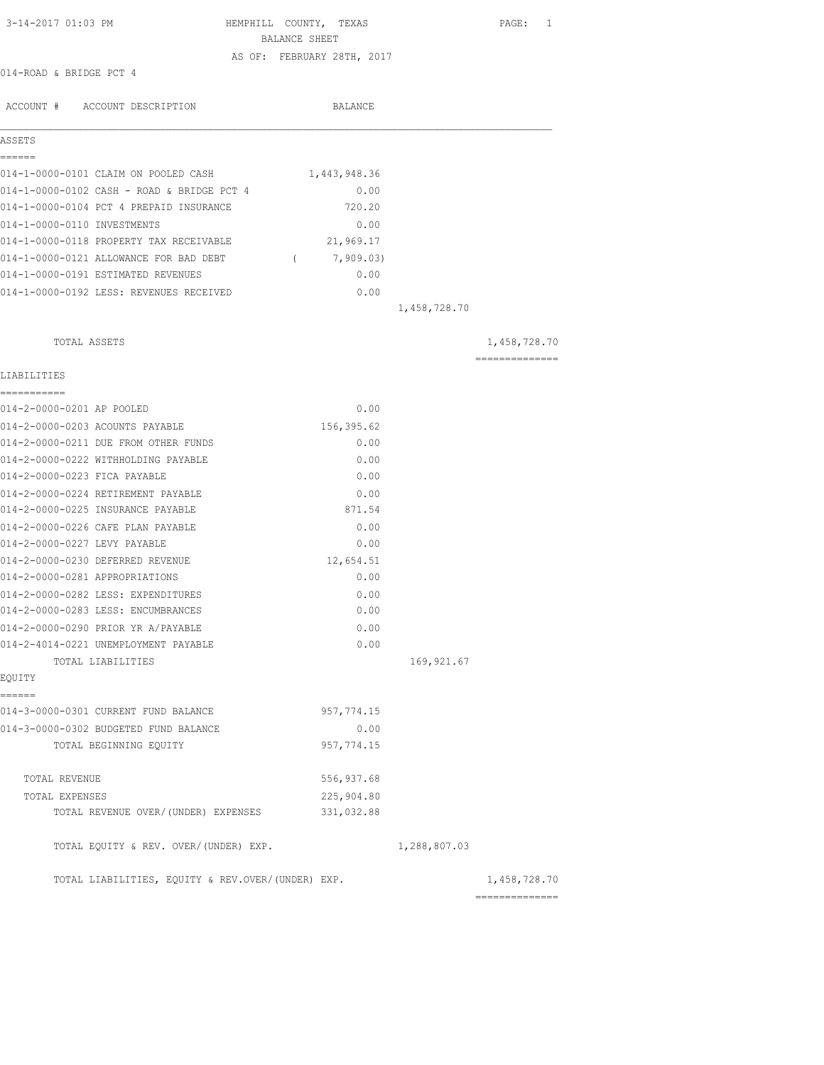3-14-2017 01:03 PM

# HEMPHILL COUNTY, TEXAS
## BALANCE SHEET
AS OF: FEBRUARY 28TH, 2017

014-ROAD & BRIDGE PCT 4

| ACCOUNT # | ACCOUNT DESCRIPTION | BALANCE | | |
|---|---|---|---|---|
| **ASSETS** | | | | |
| 014-1-0000-0101 | CLAIM ON POOLED CASH | 1,443,948.36 | | |
| 014-1-0000-0102 | CASH - ROAD & BRIDGE PCT 4 | 0.00 | | |
| 014-1-0000-0104 | PCT 4 PREPAID INSURANCE | 720.20 | | |
| 014-1-0000-0110 | INVESTMENTS | 0.00 | | |
| 014-1-0000-0118 | PROPERTY TAX RECEIVABLE | 21,969.17 | | |
| 014-1-0000-0121 | ALLOWANCE FOR BAD DEBT | ( 7,909.03) | | |
| 014-1-0000-0191 | ESTIMATED REVENUES | 0.00 | | |
| 014-1-0000-0192 | LESS: REVENUES RECEIVED | 0.00 | | |
| | | | 1,458,728.70 | |
| | TOTAL ASSETS | | | 1,458,728.70 |
| **LIABILITIES** | | | | |
| 014-2-0000-0201 | AP POOLED | 0.00 | | |
| 014-2-0000-0203 | ACOUNTS PAYABLE | 156,395.62 | | |
| 014-2-0000-0211 | DUE FROM OTHER FUNDS | 0.00 | | |
| 014-2-0000-0222 | WITHHOLDING PAYABLE | 0.00 | | |
| 014-2-0000-0223 | FICA PAYABLE | 0.00 | | |
| 014-2-0000-0224 | RETIREMENT PAYABLE | 0.00 | | |
| 014-2-0000-0225 | INSURANCE PAYABLE | 871.54 | | |
| 014-2-0000-0226 | CAFE PLAN PAYABLE | 0.00 | | |
| 014-2-0000-0227 | LEVY PAYABLE | 0.00 | | |
| 014-2-0000-0230 | DEFERRED REVENUE | 12,654.51 | | |
| 014-2-0000-0281 | APPROPRIATIONS | 0.00 | | |
| 014-2-0000-0282 | LESS: EXPENDITURES | 0.00 | | |
| 014-2-0000-0283 | LESS: ENCUMBRANCES | 0.00 | | |
| 014-2-0000-0290 | PRIOR YR A/PAYABLE | 0.00 | | |
| 014-2-4014-0221 | UNEMPLOYMENT PAYABLE | 0.00 | | |
| | TOTAL LIABILITIES | | 169,921.67 | |
| **EQUITY** | | | | |
| 014-3-0000-0301 | CURRENT FUND BALANCE | 957,774.15 | | |
| 014-3-0000-0302 | BUDGETED FUND BALANCE | 0.00 | | |
| | TOTAL BEGINNING EQUITY | 957,774.15 | | |
| | TOTAL REVENUE | 556,937.68 | | |
| | TOTAL EXPENSES | 225,904.80 | | |
| | TOTAL REVENUE OVER/(UNDER) EXPENSES | 331,032.88 | | |
| | TOTAL EQUITY & REV. OVER/(UNDER) EXP. | | 1,288,807.03 | |
| | TOTAL LIABILITIES, EQUITY & REV.OVER/(UNDER) EXP. | | | 1,458,728.70 |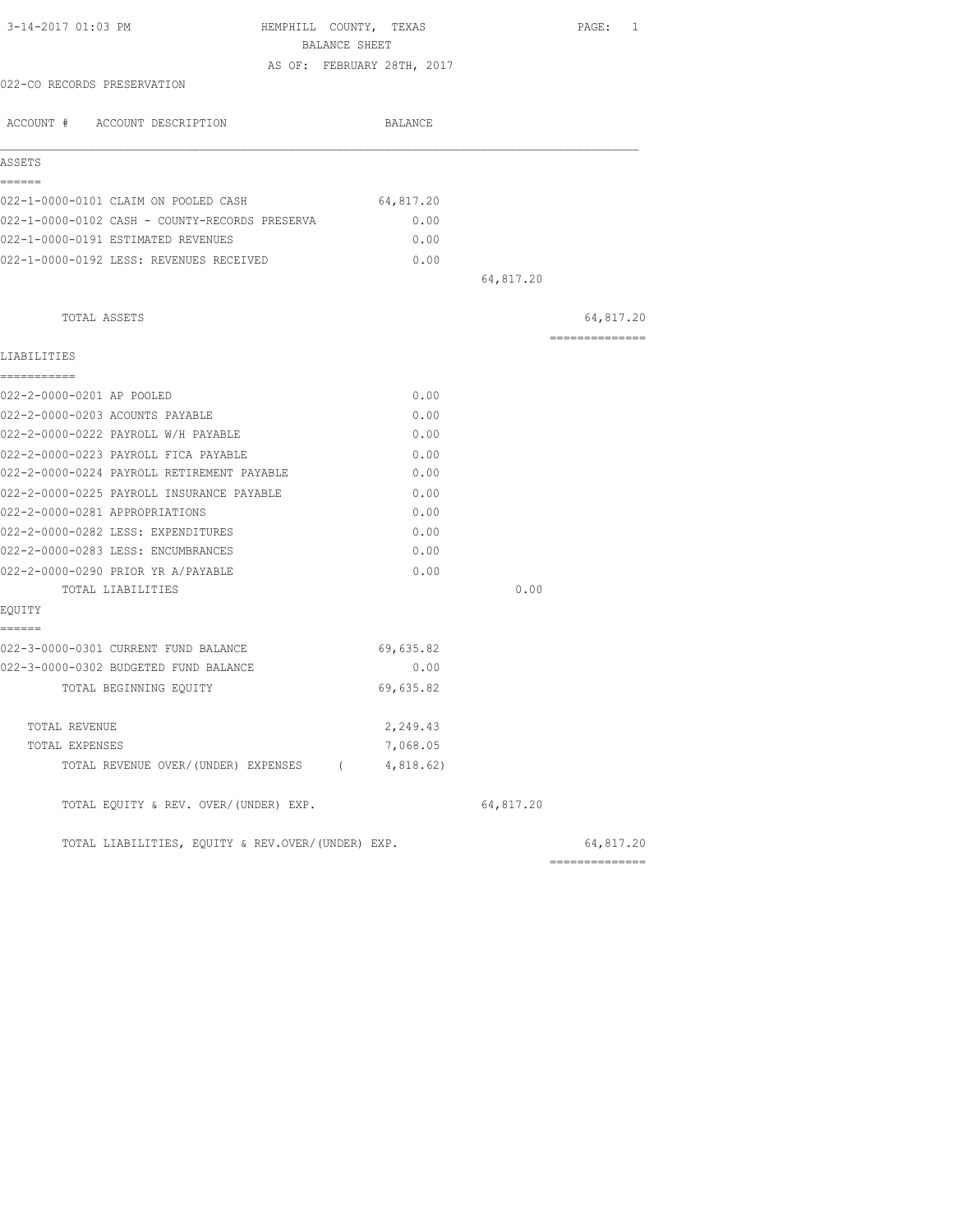3-14-2017 01:03 PM HEMPHILL COUNTY, TEXAS

BALANCE SHEET

AS OF: FEBRUARY 28TH, 2017

022-CO RECORDS PRESERVATION

| ACCOUNT # ACCOUNT DESCRIPTION | BALANCE | | |
|---|---|---|---|
| **ASSETS** | | | |
| 022-1-0000-0101 CLAIM ON POOLED CASH | 64,817.20 | | |
| 022-1-0000-0102 CASH - COUNTY-RECORDS PRESERVA | 0.00 | | |
| 022-1-0000-0191 ESTIMATED REVENUES | 0.00 | | |
| 022-1-0000-0192 LESS: REVENUES RECEIVED | 0.00 | | |
| | | 64,817.20 | |
| TOTAL ASSETS | | | 64,817.20 |
| **LIABILITIES** | | | |
| 022-2-0000-0201 AP POOLED | 0.00 | | |
| 022-2-0000-0203 ACOUNTS PAYABLE | 0.00 | | |
| 022-2-0000-0222 PAYROLL W/H PAYABLE | 0.00 | | |
| 022-2-0000-0223 PAYROLL FICA PAYABLE | 0.00 | | |
| 022-2-0000-0224 PAYROLL RETIREMENT PAYABLE | 0.00 | | |
| 022-2-0000-0225 PAYROLL INSURANCE PAYABLE | 0.00 | | |
| 022-2-0000-0281 APPROPRIATIONS | 0.00 | | |
| 022-2-0000-0282 LESS: EXPENDITURES | 0.00 | | |
| 022-2-0000-0283 LESS: ENCUMBRANCES | 0.00 | | |
| 022-2-0000-0290 PRIOR YR A/PAYABLE | 0.00 | | |
| TOTAL LIABILITIES | | 0.00 | |
| **EQUITY** | | | |
| 022-3-0000-0301 CURRENT FUND BALANCE | 69,635.82 | | |
| 022-3-0000-0302 BUDGETED FUND BALANCE | 0.00 | | |
| TOTAL BEGINNING EQUITY | 69,635.82 | | |
| TOTAL REVENUE | 2,249.43 | | |
| TOTAL EXPENSES | 7,068.05 | | |
| TOTAL REVENUE OVER/(UNDER) EXPENSES | ( 4,818.62) | | |
| TOTAL EQUITY & REV. OVER/(UNDER) EXP. | | 64,817.20 | |
| TOTAL LIABILITIES, EQUITY & REV.OVER/(UNDER) EXP. | | | 64,817.20 |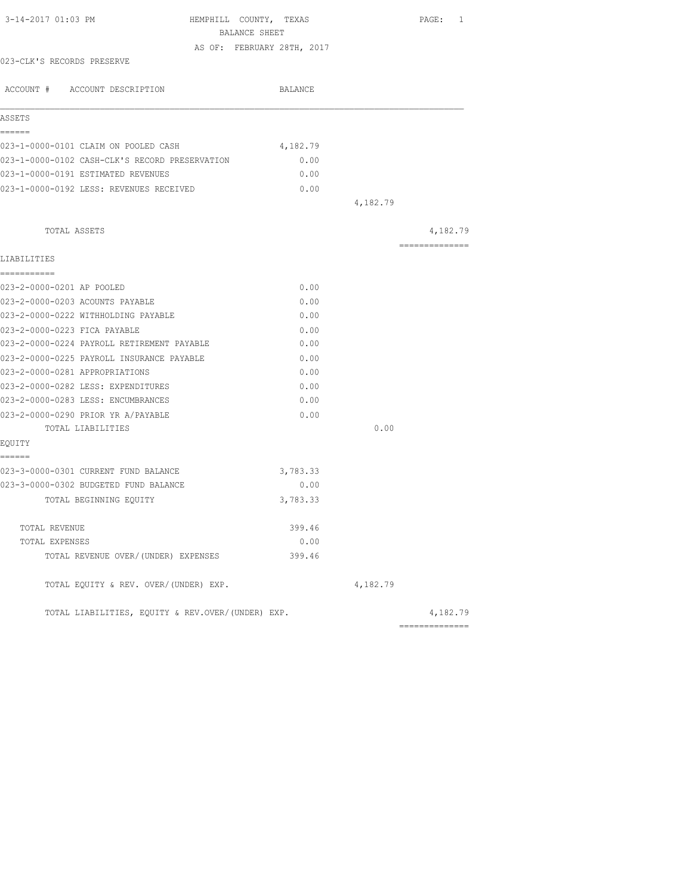3-14-2017 01:03 PM HEMPHILL COUNTY, TEXAS

BALANCE SHEET

AS OF: FEBRUARY 28TH, 2017

023-CLK'S RECORDS PRESERVE

| ACCOUNT # ACCOUNT DESCRIPTION | BALANCE | | |
|---|---|---|---|
| **ASSETS** | | | |
| 023-1-0000-0101 CLAIM ON POOLED CASH | 4,182.79 | | |
| 023-1-0000-0102 CASH-CLK'S RECORD PRESERVATION | 0.00 | | |
| 023-1-0000-0191 ESTIMATED REVENUES | 0.00 | | |
| 023-1-0000-0192 LESS: REVENUES RECEIVED | 0.00 | | |
| | | 4,182.79 | |
| TOTAL ASSETS | | | 4,182.79 |
| **LIABILITIES** | | | |
| 023-2-0000-0201 AP POOLED | 0.00 | | |
| 023-2-0000-0203 ACOUNTS PAYABLE | 0.00 | | |
| 023-2-0000-0222 WITHHOLDING PAYABLE | 0.00 | | |
| 023-2-0000-0223 FICA PAYABLE | 0.00 | | |
| 023-2-0000-0224 PAYROLL RETIREMENT PAYABLE | 0.00 | | |
| 023-2-0000-0225 PAYROLL INSURANCE PAYABLE | 0.00 | | |
| 023-2-0000-0281 APPROPRIATIONS | 0.00 | | |
| 023-2-0000-0282 LESS: EXPENDITURES | 0.00 | | |
| 023-2-0000-0283 LESS: ENCUMBRANCES | 0.00 | | |
| 023-2-0000-0290 PRIOR YR A/PAYABLE | 0.00 | | |
| TOTAL LIABILITIES | | 0.00 | |
| **EQUITY** | | | |
| 023-3-0000-0301 CURRENT FUND BALANCE | 3,783.33 | | |
| 023-3-0000-0302 BUDGETED FUND BALANCE | 0.00 | | |
| TOTAL BEGINNING EQUITY | 3,783.33 | | |
| TOTAL REVENUE | 399.46 | | |
| TOTAL EXPENSES | 0.00 | | |
| TOTAL REVENUE OVER/(UNDER) EXPENSES | 399.46 | | |
| TOTAL EQUITY & REV. OVER/(UNDER) EXP. | | 4,182.79 | |
| TOTAL LIABILITIES, EQUITY & REV.OVER/(UNDER) EXP. | | | 4,182.79 |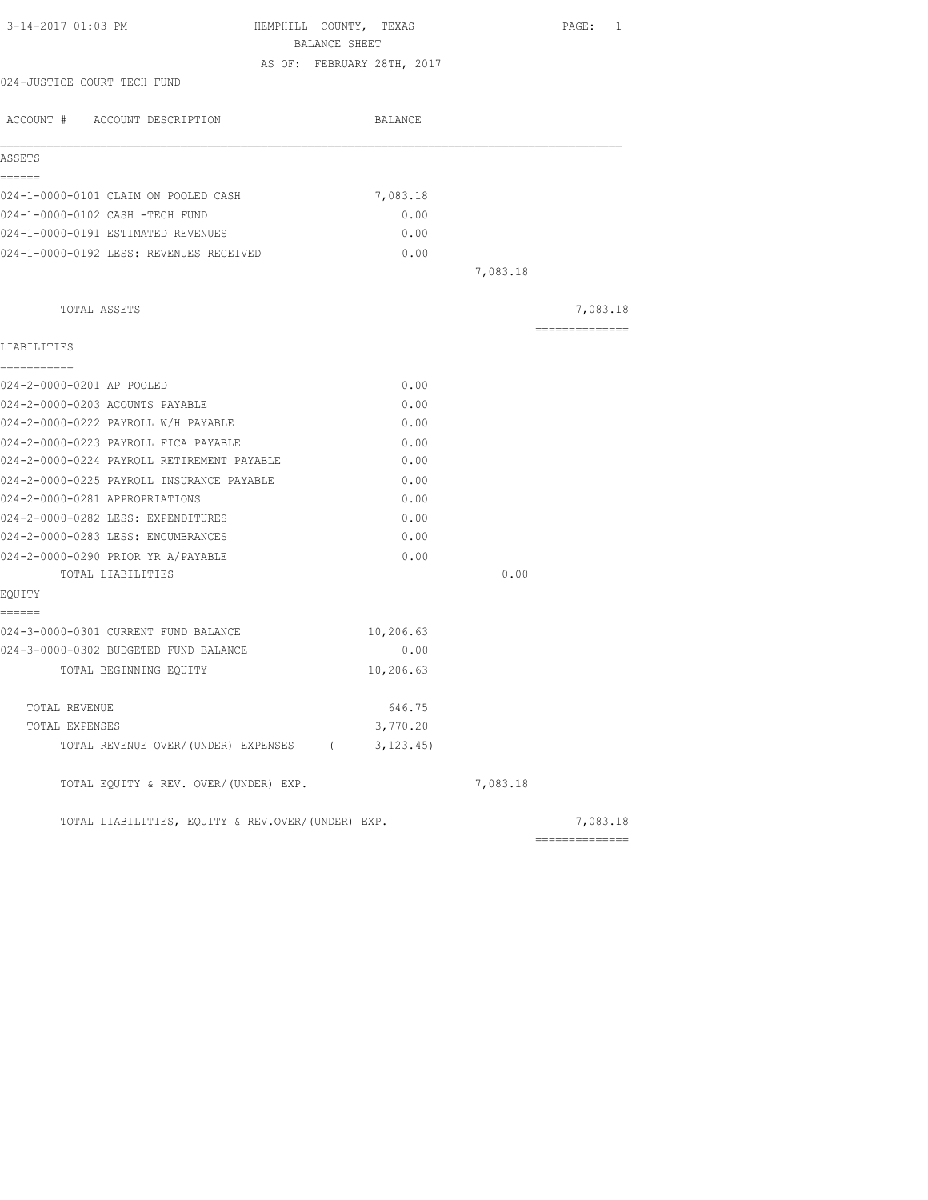3-14-2017 01:03 PM HEMPHILL COUNTY, TEXAS

BALANCE SHEET

AS OF: FEBRUARY 28TH, 2017

024-JUSTICE COURT TECH FUND

| ACCOUNT # ACCOUNT DESCRIPTION | BALANCE | | |
|---|---|---|---|
| **ASSETS** | | | |
| 024-1-0000-0101 CLAIM ON POOLED CASH | 7,083.18 | | |
| 024-1-0000-0102 CASH -TECH FUND | 0.00 | | |
| 024-1-0000-0191 ESTIMATED REVENUES | 0.00 | | |
| 024-1-0000-0192 LESS: REVENUES RECEIVED | 0.00 | | |
| | | 7,083.18 | |
| TOTAL ASSETS | | | 7,083.18 |
| **LIABILITIES** | | | |
| 024-2-0000-0201 AP POOLED | 0.00 | | |
| 024-2-0000-0203 ACOUNTS PAYABLE | 0.00 | | |
| 024-2-0000-0222 PAYROLL W/H PAYABLE | 0.00 | | |
| 024-2-0000-0223 PAYROLL FICA PAYABLE | 0.00 | | |
| 024-2-0000-0224 PAYROLL RETIREMENT PAYABLE | 0.00 | | |
| 024-2-0000-0225 PAYROLL INSURANCE PAYABLE | 0.00 | | |
| 024-2-0000-0281 APPROPRIATIONS | 0.00 | | |
| 024-2-0000-0282 LESS: EXPENDITURES | 0.00 | | |
| 024-2-0000-0283 LESS: ENCUMBRANCES | 0.00 | | |
| 024-2-0000-0290 PRIOR YR A/PAYABLE | 0.00 | | |
| TOTAL LIABILITIES | | 0.00 | |
| **EQUITY** | | | |
| 024-3-0000-0301 CURRENT FUND BALANCE | 10,206.63 | | |
| 024-3-0000-0302 BUDGETED FUND BALANCE | 0.00 | | |
| TOTAL BEGINNING EQUITY | 10,206.63 | | |
| TOTAL REVENUE | 646.75 | | |
| TOTAL EXPENSES | 3,770.20 | | |
| TOTAL REVENUE OVER/(UNDER) EXPENSES | ( 3,123.45) | | |
| TOTAL EQUITY & REV. OVER/(UNDER) EXP. | | 7,083.18 | |
| TOTAL LIABILITIES, EQUITY & REV.OVER/(UNDER) EXP. | | | 7,083.18 |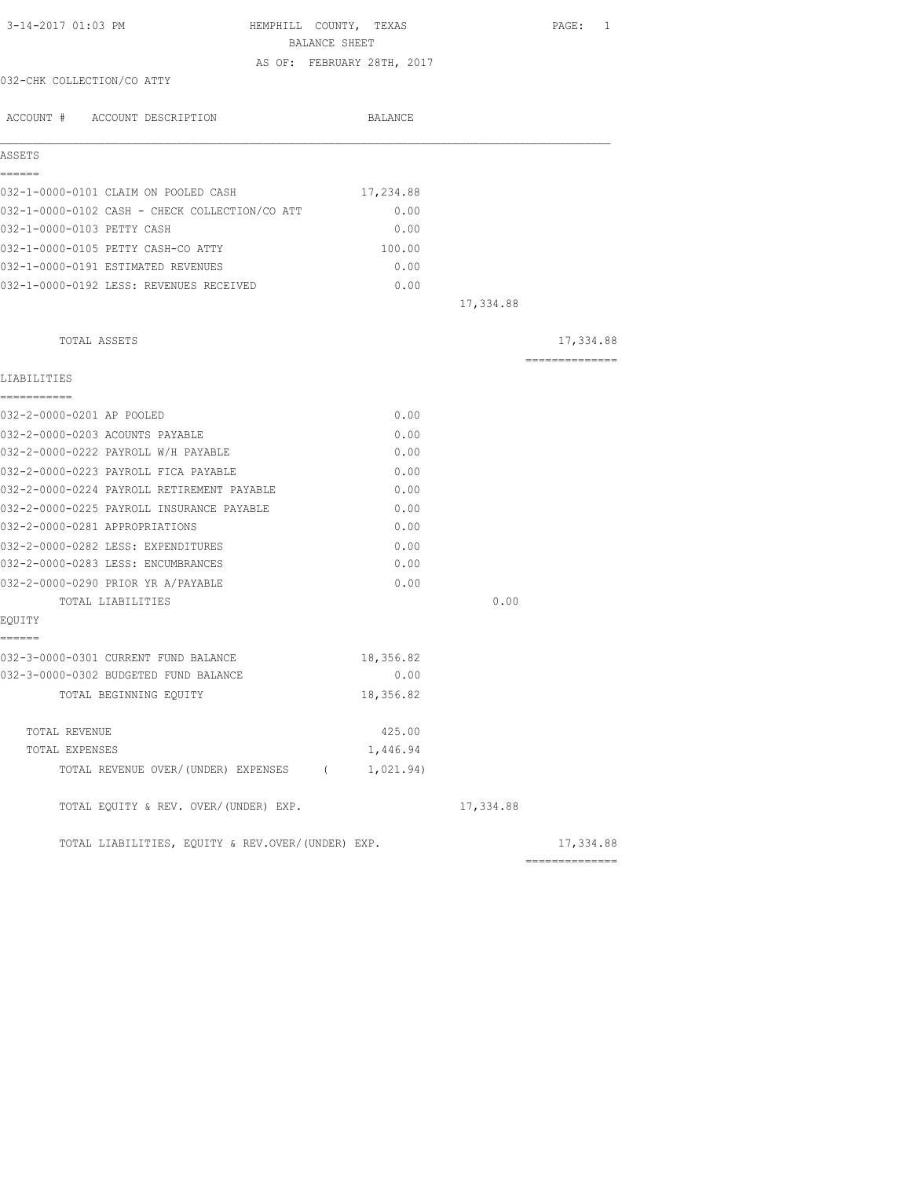3-14-2017 01:03 PM HEMPHILL COUNTY, TEXAS PAGE: 1

BALANCE SHEET

AS OF: FEBRUARY 28TH, 2017

032-CHK COLLECTION/CO ATTY

| ACCOUNT # ACCOUNT DESCRIPTION | BALANCE | | |
|---|---|---|---|
| **ASSETS** | | | |
| 032-1-0000-0101 CLAIM ON POOLED CASH | 17,234.88 | | |
| 032-1-0000-0102 CASH - CHECK COLLECTION/CO ATT | 0.00 | | |
| 032-1-0000-0103 PETTY CASH | 0.00 | | |
| 032-1-0000-0105 PETTY CASH-CO ATTY | 100.00 | | |
| 032-1-0000-0191 ESTIMATED REVENUES | 0.00 | | |
| 032-1-0000-0192 LESS: REVENUES RECEIVED | 0.00 | | |
| | | 17,334.88 | |
| TOTAL ASSETS | | | 17,334.88 |
| **LIABILITIES** | | | |
| 032-2-0000-0201 AP POOLED | 0.00 | | |
| 032-2-0000-0203 ACOUNTS PAYABLE | 0.00 | | |
| 032-2-0000-0222 PAYROLL W/H PAYABLE | 0.00 | | |
| 032-2-0000-0223 PAYROLL FICA PAYABLE | 0.00 | | |
| 032-2-0000-0224 PAYROLL RETIREMENT PAYABLE | 0.00 | | |
| 032-2-0000-0225 PAYROLL INSURANCE PAYABLE | 0.00 | | |
| 032-2-0000-0281 APPROPRIATIONS | 0.00 | | |
| 032-2-0000-0282 LESS: EXPENDITURES | 0.00 | | |
| 032-2-0000-0283 LESS: ENCUMBRANCES | 0.00 | | |
| 032-2-0000-0290 PRIOR YR A/PAYABLE | 0.00 | | |
| TOTAL LIABILITIES | | 0.00 | |
| **EQUITY** | | | |
| 032-3-0000-0301 CURRENT FUND BALANCE | 18,356.82 | | |
| 032-3-0000-0302 BUDGETED FUND BALANCE | 0.00 | | |
| TOTAL BEGINNING EQUITY | 18,356.82 | | |
| TOTAL REVENUE | 425.00 | | |
| TOTAL EXPENSES | 1,446.94 | | |
| TOTAL REVENUE OVER/(UNDER) EXPENSES | ( 1,021.94) | | |
| TOTAL EQUITY & REV. OVER/(UNDER) EXP. | | 17,334.88 | |
| TOTAL LIABILITIES, EQUITY & REV.OVER/(UNDER) EXP. | | | 17,334.88 |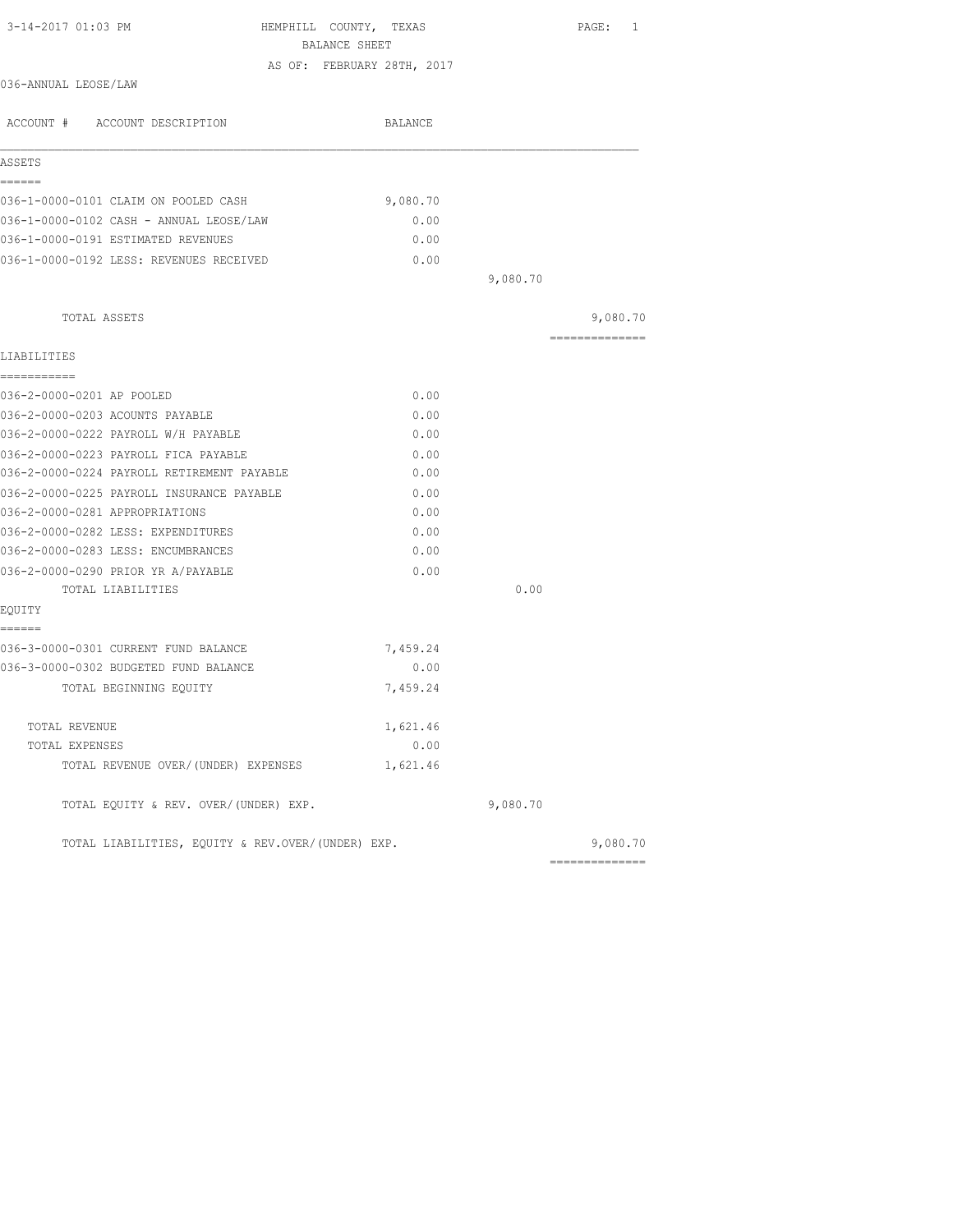3-14-2017 01:03 PM HEMPHILL COUNTY, TEXAS PAGE: 1

BALANCE SHEET

AS OF: FEBRUARY 28TH, 2017

036-ANNUAL LEOSE/LAW

| ACCOUNT # ACCOUNT DESCRIPTION | BALANCE | | |
|---|---|---|---|
| **ASSETS** | | | |
| 036-1-0000-0101 CLAIM ON POOLED CASH | 9,080.70 | | |
| 036-1-0000-0102 CASH - ANNUAL LEOSE/LAW | 0.00 | | |
| 036-1-0000-0191 ESTIMATED REVENUES | 0.00 | | |
| 036-1-0000-0192 LESS: REVENUES RECEIVED | 0.00 | | |
| | | 9,080.70 | |
| TOTAL ASSETS | | | 9,080.70 |
| **LIABILITIES** | | | |
| 036-2-0000-0201 AP POOLED | 0.00 | | |
| 036-2-0000-0203 ACOUNTS PAYABLE | 0.00 | | |
| 036-2-0000-0222 PAYROLL W/H PAYABLE | 0.00 | | |
| 036-2-0000-0223 PAYROLL FICA PAYABLE | 0.00 | | |
| 036-2-0000-0224 PAYROLL RETIREMENT PAYABLE | 0.00 | | |
| 036-2-0000-0225 PAYROLL INSURANCE PAYABLE | 0.00 | | |
| 036-2-0000-0281 APPROPRIATIONS | 0.00 | | |
| 036-2-0000-0282 LESS: EXPENDITURES | 0.00 | | |
| 036-2-0000-0283 LESS: ENCUMBRANCES | 0.00 | | |
| 036-2-0000-0290 PRIOR YR A/PAYABLE | 0.00 | | |
| TOTAL LIABILITIES | | 0.00 | |
| **EQUITY** | | | |
| 036-3-0000-0301 CURRENT FUND BALANCE | 7,459.24 | | |
| 036-3-0000-0302 BUDGETED FUND BALANCE | 0.00 | | |
| TOTAL BEGINNING EQUITY | 7,459.24 | | |
| TOTAL REVENUE | 1,621.46 | | |
| TOTAL EXPENSES | 0.00 | | |
| TOTAL REVENUE OVER/(UNDER) EXPENSES | 1,621.46 | | |
| TOTAL EQUITY & REV. OVER/(UNDER) EXP. | | 9,080.70 | |
| TOTAL LIABILITIES, EQUITY & REV.OVER/(UNDER) EXP. | | | 9,080.70 |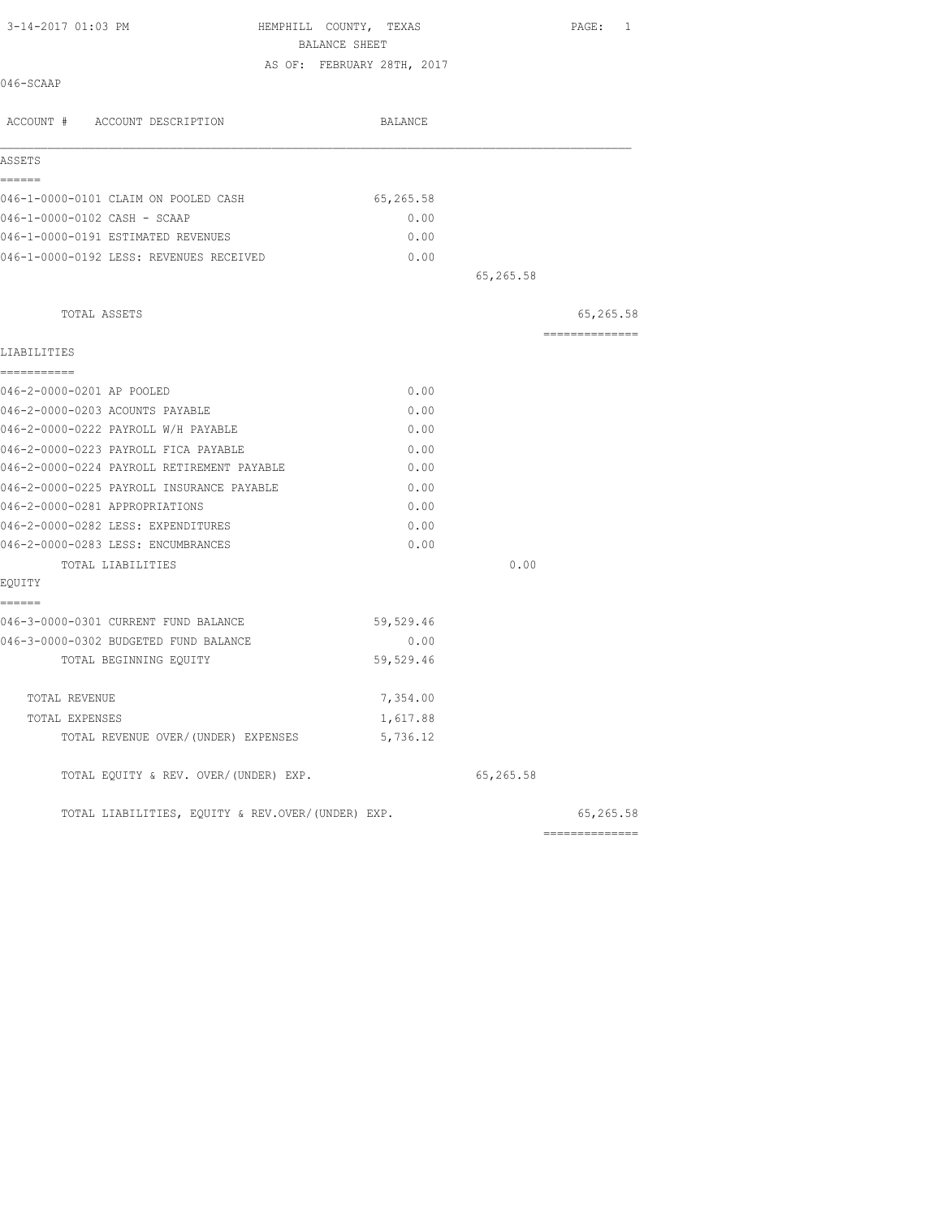3-14-2017 01:03 PM HEMPHILL COUNTY, TEXAS

BALANCE SHEET

AS OF: FEBRUARY 28TH, 2017

046-SCAAP

| ACCOUNT # ACCOUNT DESCRIPTION | BALANCE | | |
|---|---|---|---|
| **ASSETS** | | | |
| 046-1-0000-0101 CLAIM ON POOLED CASH | 65,265.58 | | |
| 046-1-0000-0102 CASH - SCAAP | 0.00 | | |
| 046-1-0000-0191 ESTIMATED REVENUES | 0.00 | | |
| 046-1-0000-0192 LESS: REVENUES RECEIVED | 0.00 | | |
| | | 65,265.58 | |
| TOTAL ASSETS | | | 65,265.58 |
| **LIABILITIES** | | | |
| 046-2-0000-0201 AP POOLED | 0.00 | | |
| 046-2-0000-0203 ACOUNTS PAYABLE | 0.00 | | |
| 046-2-0000-0222 PAYROLL W/H PAYABLE | 0.00 | | |
| 046-2-0000-0223 PAYROLL FICA PAYABLE | 0.00 | | |
| 046-2-0000-0224 PAYROLL RETIREMENT PAYABLE | 0.00 | | |
| 046-2-0000-0225 PAYROLL INSURANCE PAYABLE | 0.00 | | |
| 046-2-0000-0281 APPROPRIATIONS | 0.00 | | |
| 046-2-0000-0282 LESS: EXPENDITURES | 0.00 | | |
| 046-2-0000-0283 LESS: ENCUMBRANCES | 0.00 | | |
| TOTAL LIABILITIES | | 0.00 | |
| **EQUITY** | | | |
| 046-3-0000-0301 CURRENT FUND BALANCE | 59,529.46 | | |
| 046-3-0000-0302 BUDGETED FUND BALANCE | 0.00 | | |
| TOTAL BEGINNING EQUITY | 59,529.46 | | |
| TOTAL REVENUE | 7,354.00 | | |
| TOTAL EXPENSES | 1,617.88 | | |
| TOTAL REVENUE OVER/(UNDER) EXPENSES | 5,736.12 | | |
| TOTAL EQUITY & REV. OVER/(UNDER) EXP. | | 65,265.58 | |
| TOTAL LIABILITIES, EQUITY & REV.OVER/(UNDER) EXP. | | | 65,265.58 |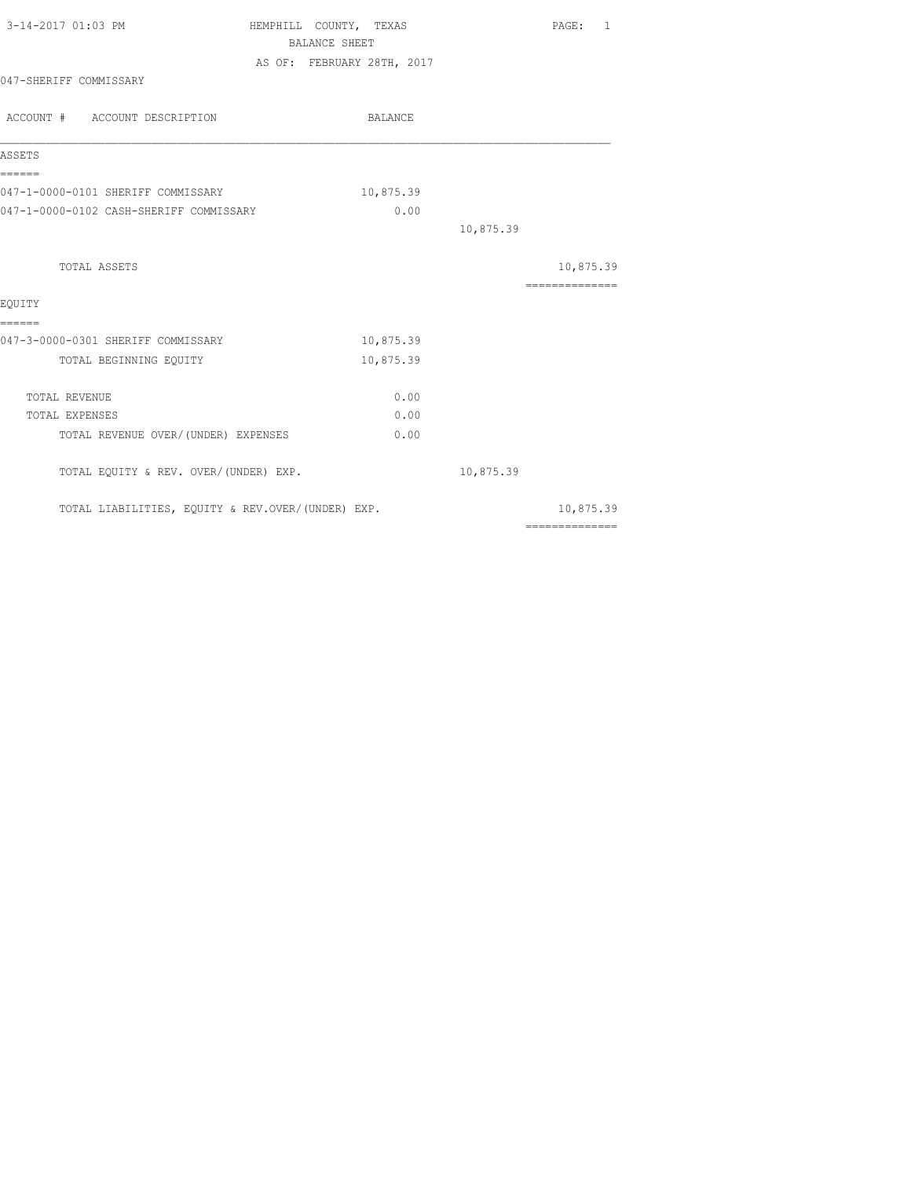3-14-2017 01:03 PM

# HEMPHILL COUNTY, TEXAS

## BALANCE SHEET

AS OF: FEBRUARY 28TH, 2017

047-SHERIFF COMMISSARY

| ACCOUNT # ACCOUNT DESCRIPTION | BALANCE | | |
|---|---|---|---|
| **ASSETS** | | | |
| 047-1-0000-0101 SHERIFF COMMISSARY | 10,875.39 | | |
| 047-1-0000-0102 CASH-SHERIFF COMMISSARY | 0.00 | | |
| | | 10,875.39 | |
| TOTAL ASSETS | | | 10,875.39 |
| **EQUITY** | | | |
| 047-3-0000-0301 SHERIFF COMMISSARY | 10,875.39 | | |
| TOTAL BEGINNING EQUITY | 10,875.39 | | |
| TOTAL REVENUE | 0.00 | | |
| TOTAL EXPENSES | 0.00 | | |
| TOTAL REVENUE OVER/(UNDER) EXPENSES | 0.00 | | |
| TOTAL EQUITY & REV. OVER/(UNDER) EXP. | | 10,875.39 | |
| TOTAL LIABILITIES, EQUITY & REV.OVER/(UNDER) EXP. | | | 10,875.39 |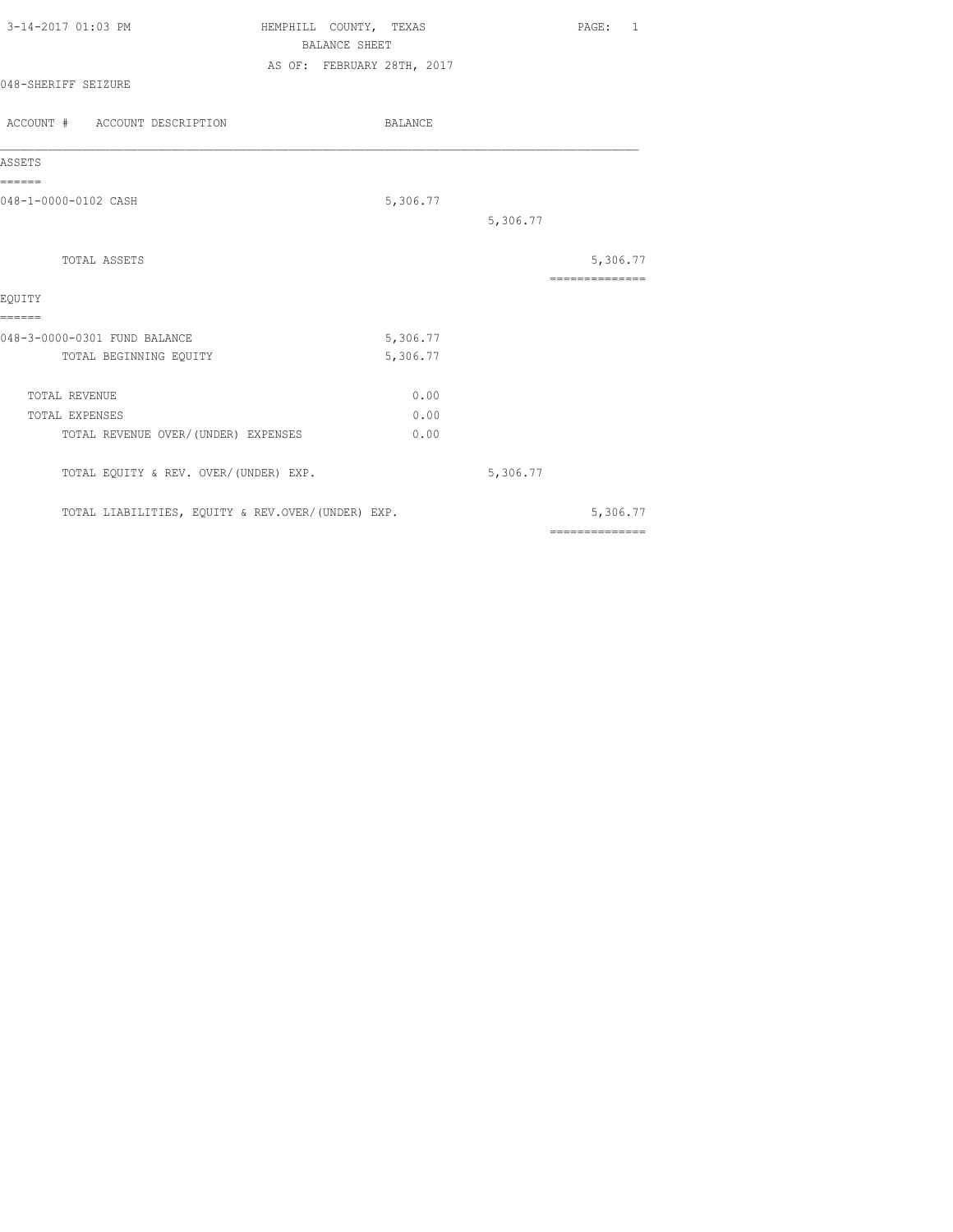3-14-2017 01:03 PM HEMPHILL COUNTY, TEXAS PAGE: 1

BALANCE SHEET

AS OF: FEBRUARY 28TH, 2017

048-SHERIFF SEIZURE

| ACCOUNT # ACCOUNT DESCRIPTION | BALANCE | | |
|---|---|---|---|
| **ASSETS** | | | |
| 048-1-0000-0102 CASH | 5,306.77 | | |
| | | 5,306.77 | |
| TOTAL ASSETS | | | 5,306.77 |
| **EQUITY** | | | |
| 048-3-0000-0301 FUND BALANCE | 5,306.77 | | |
| TOTAL BEGINNING EQUITY | 5,306.77 | | |
| TOTAL REVENUE | 0.00 | | |
| TOTAL EXPENSES | 0.00 | | |
| TOTAL REVENUE OVER/(UNDER) EXPENSES | 0.00 | | |
| TOTAL EQUITY & REV. OVER/(UNDER) EXP. | | 5,306.77 | |
| TOTAL LIABILITIES, EQUITY & REV.OVER/(UNDER) EXP. | | | 5,306.77 |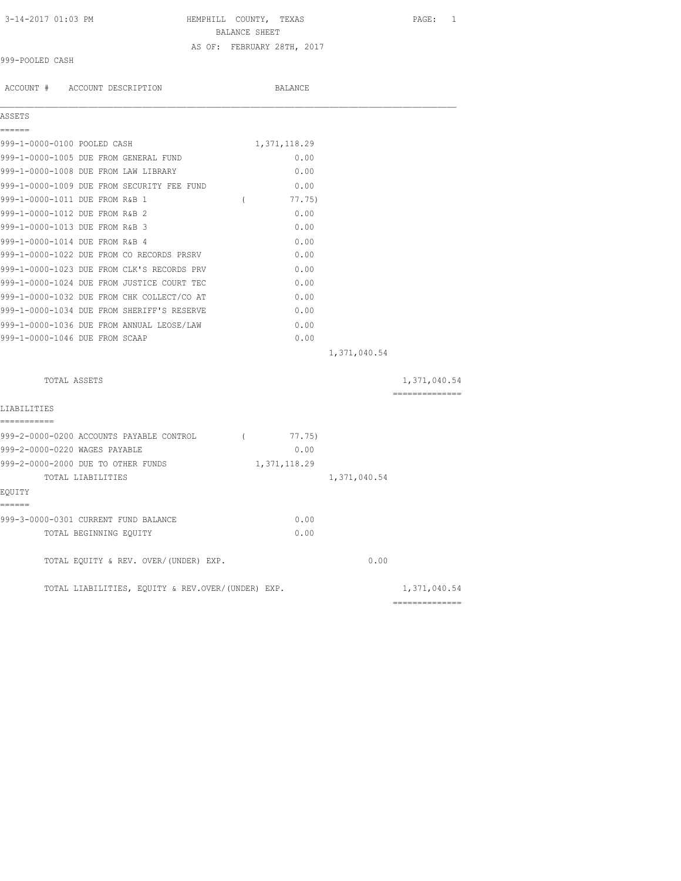3-14-2017 01:03 PM

# HEMPHILL COUNTY, TEXAS

## BALANCE SHEET

AS OF: FEBRUARY 28TH, 2017

999-POOLED CASH

| ACCOUNT # ACCOUNT DESCRIPTION | BALANCE | | |
|---|---|---|---|
| **ASSETS** | | | |
| 999-1-0000-0100 POOLED CASH | 1,371,118.29 | | |
| 999-1-0000-1005 DUE FROM GENERAL FUND | 0.00 | | |
| 999-1-0000-1008 DUE FROM LAW LIBRARY | 0.00 | | |
| 999-1-0000-1009 DUE FROM SECURITY FEE FUND | 0.00 | | |
| 999-1-0000-1011 DUE FROM R&B 1 | ( 77.75) | | |
| 999-1-0000-1012 DUE FROM R&B 2 | 0.00 | | |
| 999-1-0000-1013 DUE FROM R&B 3 | 0.00 | | |
| 999-1-0000-1014 DUE FROM R&B 4 | 0.00 | | |
| 999-1-0000-1022 DUE FROM CO RECORDS PRSRV | 0.00 | | |
| 999-1-0000-1023 DUE FROM CLK'S RECORDS PRV | 0.00 | | |
| 999-1-0000-1024 DUE FROM JUSTICE COURT TEC | 0.00 | | |
| 999-1-0000-1032 DUE FROM CHK COLLECT/CO AT | 0.00 | | |
| 999-1-0000-1034 DUE FROM SHERIFF'S RESERVE | 0.00 | | |
| 999-1-0000-1036 DUE FROM ANNUAL LEOSE/LAW | 0.00 | | |
| 999-1-0000-1046 DUE FROM SCAAP | 0.00 | | |
| | | 1,371,040.54 | |
| TOTAL ASSETS | | | 1,371,040.54 |
| **LIABILITIES** | | | |
| 999-2-0000-0200 ACCOUNTS PAYABLE CONTROL | ( 77.75) | | |
| 999-2-0000-0220 WAGES PAYABLE | 0.00 | | |
| 999-2-0000-2000 DUE TO OTHER FUNDS | 1,371,118.29 | | |
| TOTAL LIABILITIES | | 1,371,040.54 | |
| **EQUITY** | | | |
| 999-3-0000-0301 CURRENT FUND BALANCE | 0.00 | | |
| TOTAL BEGINNING EQUITY | 0.00 | | |
| TOTAL EQUITY & REV. OVER/(UNDER) EXP. | | 0.00 | |
| TOTAL LIABILITIES, EQUITY & REV.OVER/(UNDER) EXP. | | | 1,371,040.54 |